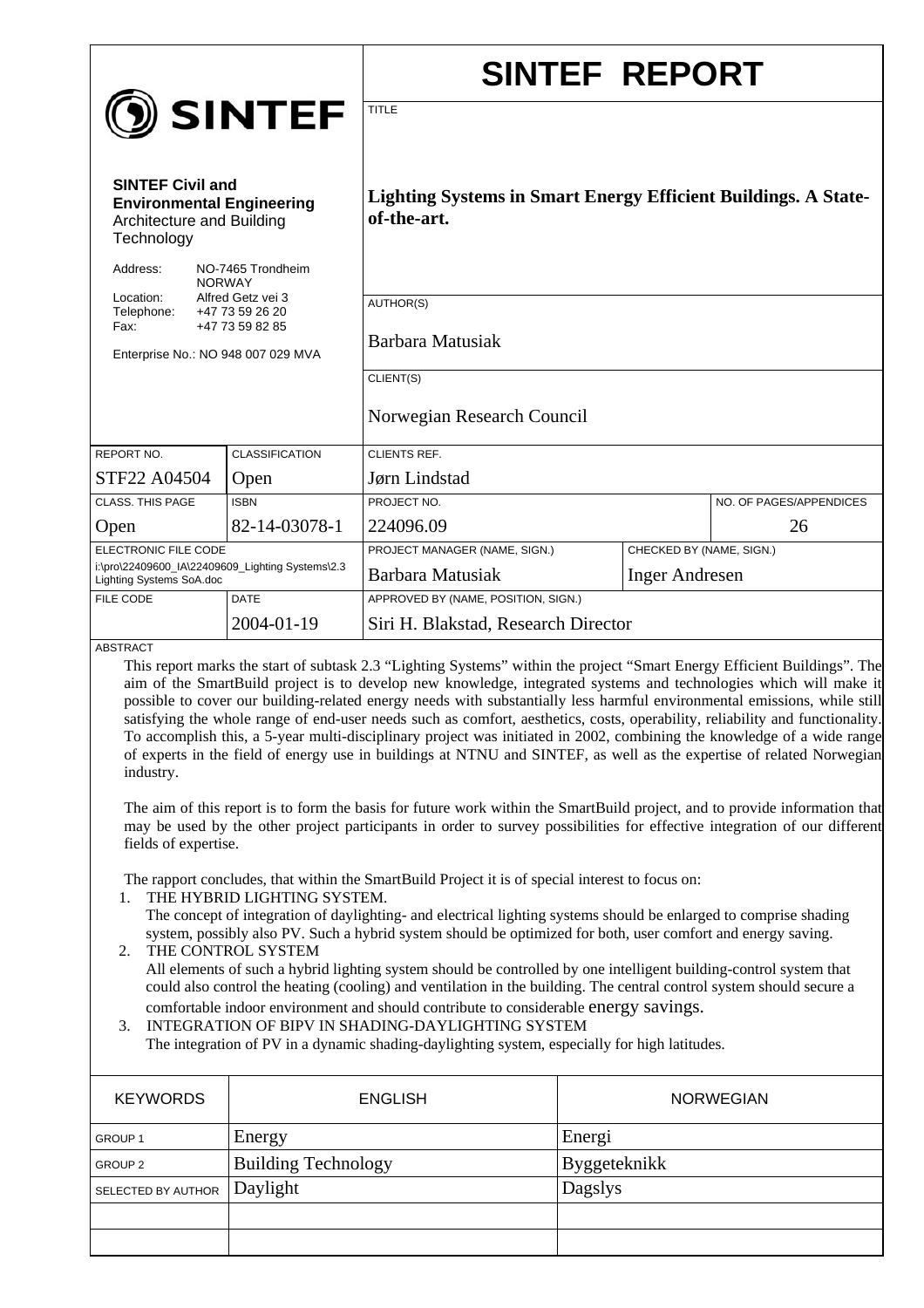# SINTEF REPORT

**SINTEF Civil and Environmental Engineering**
Architecture and Building Technology

Address: NO-7465 Trondheim NORWAY
Location: Alfred Getz vei 3
Telephone: +47 73 59 26 20
Fax: +47 73 59 82 85

Enterprise No.: NO 948 007 029 MVA

TITLE

**Lighting Systems in Smart Energy Efficient Buildings. A State-of-the-art.**

AUTHOR(S)

Barbara Matusiak

CLIENT(S)

Norwegian Research Council

| REPORT NO. | CLASSIFICATION | CLIENTS REF. | | |
|---|---|---|---|---|
| STF22 A04504 | Open | Jørn Lindstad | | |
| CLASS. THIS PAGE | ISBN | PROJECT NO. | | NO. OF PAGES/APPENDICES |
| Open | 82-14-03078-1 | 224096.09 | | 26 |
| ELECTRONIC FILE CODE | | PROJECT MANAGER (NAME, SIGN.) | CHECKED BY (NAME, SIGN.) | |
| i:\pro\22409600_IA\22409609_Lighting Systems\2.3 Lighting Systems SoA.doc | | Barbara Matusiak | Inger Andresen | |
| FILE CODE | DATE | APPROVED BY (NAME, POSITION, SIGN.) | | |
| | 2004-01-19 | Siri H. Blakstad, Research Director | | |

ABSTRACT

This report marks the start of subtask 2.3 "Lighting Systems" within the project "Smart Energy Efficient Buildings". The aim of the SmartBuild project is to develop new knowledge, integrated systems and technologies which will make it possible to cover our building-related energy needs with substantially less harmful environmental emissions, while still satisfying the whole range of end-user needs such as comfort, aesthetics, costs, operability, reliability and functionality. To accomplish this, a 5-year multi-disciplinary project was initiated in 2002, combining the knowledge of a wide range of experts in the field of energy use in buildings at NTNU and SINTEF, as well as the expertise of related Norwegian industry.

The aim of this report is to form the basis for future work within the SmartBuild project, and to provide information that may be used by the other project participants in order to survey possibilities for effective integration of our different fields of expertise.

The rapport concludes, that within the SmartBuild Project it is of special interest to focus on:

1. THE HYBRID LIGHTING SYSTEM.
   The concept of integration of daylighting- and electrical lighting systems should be enlarged to comprise shading system, possibly also PV. Such a hybrid system should be optimized for both, user comfort and energy saving.
2. THE CONTROL SYSTEM
   All elements of such a hybrid lighting system should be controlled by one intelligent building-control system that could also control the heating (cooling) and ventilation in the building. The central control system should secure a comfortable indoor environment and should contribute to considerable energy savings.
3. INTEGRATION OF BIPV IN SHADING-DAYLIGHTING SYSTEM
   The integration of PV in a dynamic shading-daylighting system, especially for high latitudes.

| KEYWORDS | ENGLISH | NORWEGIAN |
|---|---|---|
| GROUP 1 | Energy | Energi |
| GROUP 2 | Building Technology | Byggeteknikk |
| SELECTED BY AUTHOR | Daylight | Dagslys |
| | | |
| | | |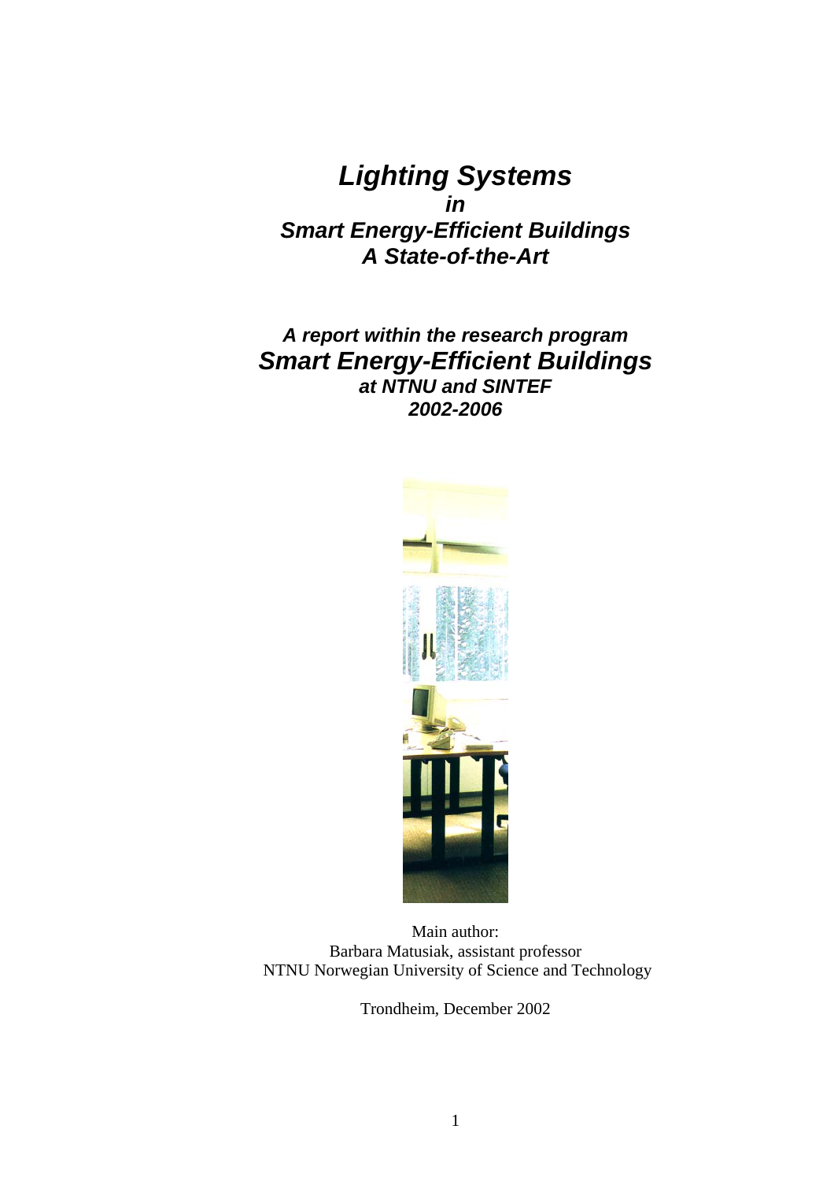# *Lighting Systems*
## *in*
## *Smart Energy-Efficient Buildings*
## *A State-of-the-Art*

***A report within the research program***

## *Smart Energy-Efficient Buildings*

***at NTNU and SINTEF***

***2002-2006***

Main author:
Barbara Matusiak, assistant professor
NTNU Norwegian University of Science and Technology

Trondheim, December 2002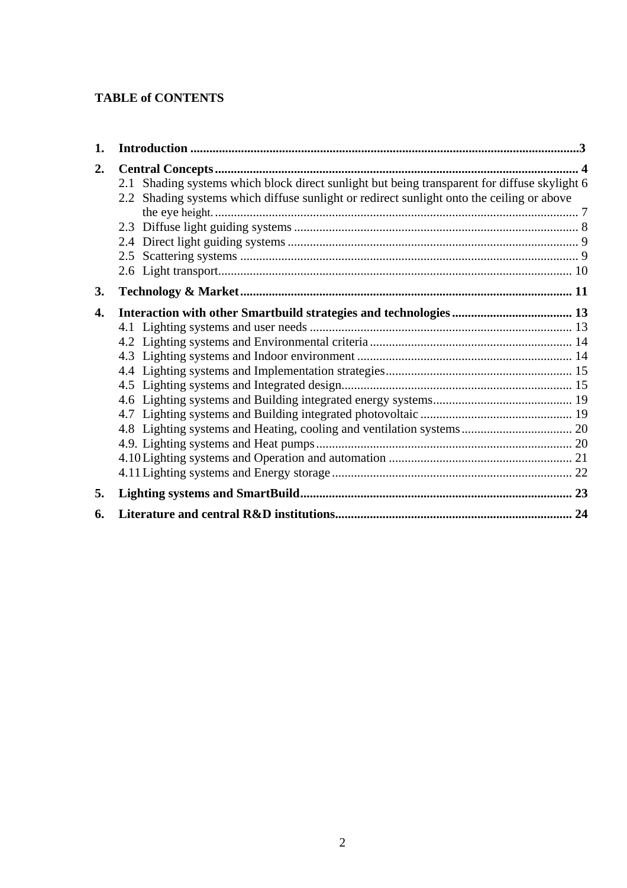**TABLE of CONTENTS**

1. **Introduction** .......................................................... 3
2. **Central Concepts** .......................................................... 4
   - 2.1 Shading systems which block direct sunlight but being transparent for diffuse skylight 6
   - 2.2 Shading systems which diffuse sunlight or redirect sunlight onto the ceiling or above the eye height. .......................................................... 7
   - 2.3 Diffuse light guiding systems .......................................................... 8
   - 2.4 Direct light guiding systems .......................................................... 9
   - 2.5 Scattering systems .......................................................... 9
   - 2.6 Light transport .......................................................... 10
3. **Technology & Market** .......................................................... 11
4. **Interaction with other Smartbuild strategies and technologies** .......................................................... 13
   - 4.1 Lighting systems and user needs .......................................................... 13
   - 4.2 Lighting systems and Environmental criteria .......................................................... 14
   - 4.3 Lighting systems and Indoor environment .......................................................... 14
   - 4.4 Lighting systems and Implementation strategies .......................................................... 15
   - 4.5 Lighting systems and Integrated design .......................................................... 15
   - 4.6 Lighting systems and Building integrated energy systems .......................................................... 19
   - 4.7 Lighting systems and Building integrated photovoltaic .......................................................... 19
   - 4.8 Lighting systems and Heating, cooling and ventilation systems .......................................................... 20
   - 4.9. Lighting systems and Heat pumps .......................................................... 20
   - 4.10 Lighting systems and Operation and automation .......................................................... 21
   - 4.11 Lighting systems and Energy storage .......................................................... 22
5. **Lighting systems and SmartBuild** .......................................................... 23
6. **Literature and central R&D institutions** .......................................................... 24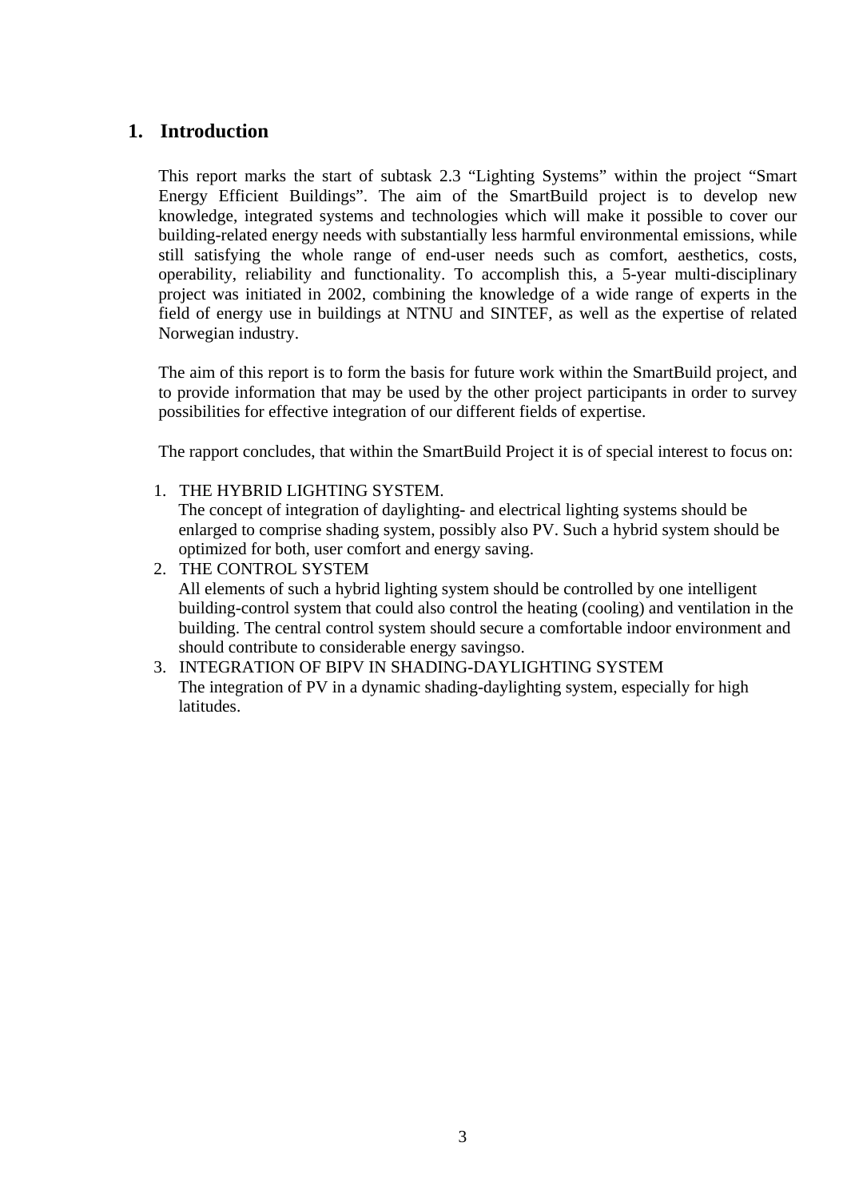# 1. Introduction

This report marks the start of subtask 2.3 "Lighting Systems" within the project "Smart Energy Efficient Buildings". The aim of the SmartBuild project is to develop new knowledge, integrated systems and technologies which will make it possible to cover our building-related energy needs with substantially less harmful environmental emissions, while still satisfying the whole range of end-user needs such as comfort, aesthetics, costs, operability, reliability and functionality. To accomplish this, a 5-year multi-disciplinary project was initiated in 2002, combining the knowledge of a wide range of experts in the field of energy use in buildings at NTNU and SINTEF, as well as the expertise of related Norwegian industry.

The aim of this report is to form the basis for future work within the SmartBuild project, and to provide information that may be used by the other project participants in order to survey possibilities for effective integration of our different fields of expertise.

The rapport concludes, that within the SmartBuild Project it is of special interest to focus on:

1. THE HYBRID LIGHTING SYSTEM.
   The concept of integration of daylighting- and electrical lighting systems should be enlarged to comprise shading system, possibly also PV. Such a hybrid system should be optimized for both, user comfort and energy saving.
2. THE CONTROL SYSTEM
   All elements of such a hybrid lighting system should be controlled by one intelligent building-control system that could also control the heating (cooling) and ventilation in the building. The central control system should secure a comfortable indoor environment and should contribute to considerable energy savingso.
3. INTEGRATION OF BIPV IN SHADING-DAYLIGHTING SYSTEM
   The integration of PV in a dynamic shading-daylighting system, especially for high latitudes.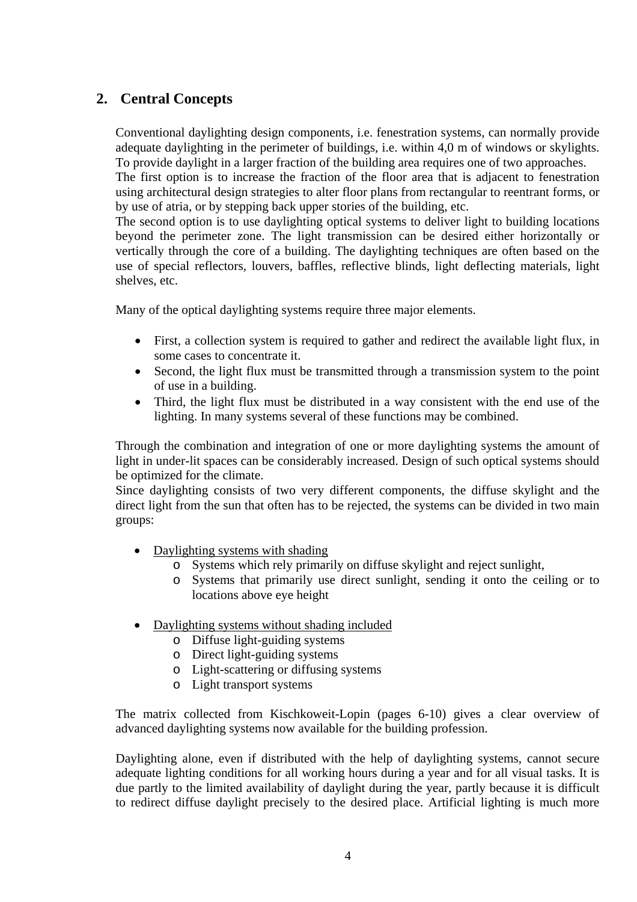## 2. Central Concepts

Conventional daylighting design components, i.e. fenestration systems, can normally provide adequate daylighting in the perimeter of buildings, i.e. within 4,0 m of windows or skylights. To provide daylight in a larger fraction of the building area requires one of two approaches.
The first option is to increase the fraction of the floor area that is adjacent to fenestration using architectural design strategies to alter floor plans from rectangular to reentrant forms, or by use of atria, or by stepping back upper stories of the building, etc.
The second option is to use daylighting optical systems to deliver light to building locations beyond the perimeter zone. The light transmission can be desired either horizontally or vertically through the core of a building. The daylighting techniques are often based on the use of special reflectors, louvers, baffles, reflective blinds, light deflecting materials, light shelves, etc.

Many of the optical daylighting systems require three major elements.

- First, a collection system is required to gather and redirect the available light flux, in some cases to concentrate it.
- Second, the light flux must be transmitted through a transmission system to the point of use in a building.
- Third, the light flux must be distributed in a way consistent with the end use of the lighting. In many systems several of these functions may be combined.

Through the combination and integration of one or more daylighting systems the amount of light in under-lit spaces can be considerably increased. Design of such optical systems should be optimized for the climate.
Since daylighting consists of two very different components, the diffuse skylight and the direct light from the sun that often has to be rejected, the systems can be divided in two main groups:

- Daylighting systems with shading
  - Systems which rely primarily on diffuse skylight and reject sunlight,
  - Systems that primarily use direct sunlight, sending it onto the ceiling or to locations above eye height

- Daylighting systems without shading included
  - Diffuse light-guiding systems
  - Direct light-guiding systems
  - Light-scattering or diffusing systems
  - Light transport systems

The matrix collected from Kischkoweit-Lopin (pages 6-10) gives a clear overview of advanced daylighting systems now available for the building profession.

Daylighting alone, even if distributed with the help of daylighting systems, cannot secure adequate lighting conditions for all working hours during a year and for all visual tasks. It is due partly to the limited availability of daylight during the year, partly because it is difficult to redirect diffuse daylight precisely to the desired place. Artificial lighting is much more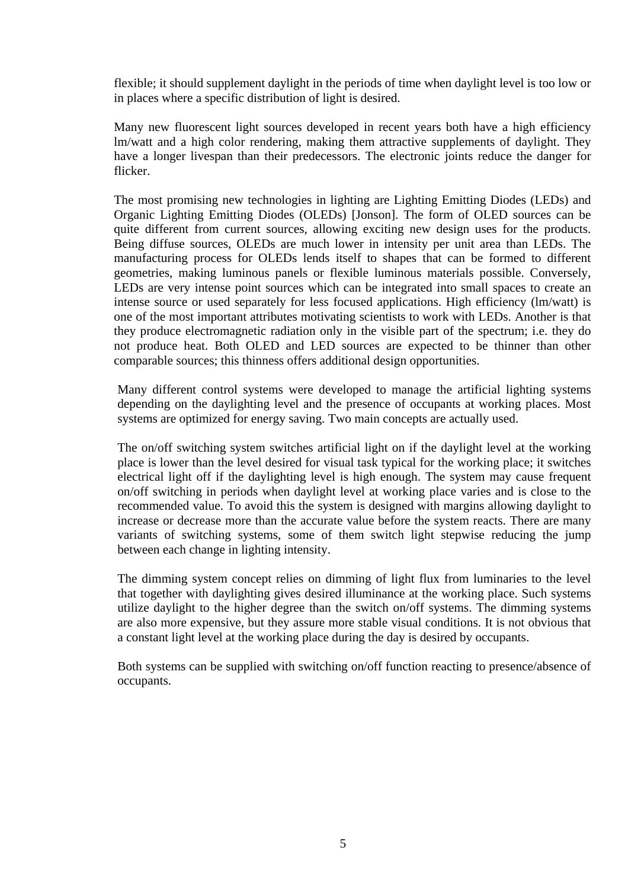flexible; it should supplement daylight in the periods of time when daylight level is too low or in places where a specific distribution of light is desired.

Many new fluorescent light sources developed in recent years both have a high efficiency lm/watt and a high color rendering, making them attractive supplements of daylight. They have a longer livespan than their predecessors. The electronic joints reduce the danger for flicker.

The most promising new technologies in lighting are Lighting Emitting Diodes (LEDs) and Organic Lighting Emitting Diodes (OLEDs) [Jonson]. The form of OLED sources can be quite different from current sources, allowing exciting new design uses for the products. Being diffuse sources, OLEDs are much lower in intensity per unit area than LEDs. The manufacturing process for OLEDs lends itself to shapes that can be formed to different geometries, making luminous panels or flexible luminous materials possible. Conversely, LEDs are very intense point sources which can be integrated into small spaces to create an intense source or used separately for less focused applications. High efficiency (lm/watt) is one of the most important attributes motivating scientists to work with LEDs. Another is that they produce electromagnetic radiation only in the visible part of the spectrum; i.e. they do not produce heat. Both OLED and LED sources are expected to be thinner than other comparable sources; this thinness offers additional design opportunities.

Many different control systems were developed to manage the artificial lighting systems depending on the daylighting level and the presence of occupants at working places. Most systems are optimized for energy saving. Two main concepts are actually used.

The on/off switching system switches artificial light on if the daylight level at the working place is lower than the level desired for visual task typical for the working place; it switches electrical light off if the daylighting level is high enough. The system may cause frequent on/off switching in periods when daylight level at working place varies and is close to the recommended value. To avoid this the system is designed with margins allowing daylight to increase or decrease more than the accurate value before the system reacts. There are many variants of switching systems, some of them switch light stepwise reducing the jump between each change in lighting intensity.

The dimming system concept relies on dimming of light flux from luminaries to the level that together with daylighting gives desired illuminance at the working place. Such systems utilize daylight to the higher degree than the switch on/off systems. The dimming systems are also more expensive, but they assure more stable visual conditions. It is not obvious that a constant light level at the working place during the day is desired by occupants.

Both systems can be supplied with switching on/off function reacting to presence/absence of occupants.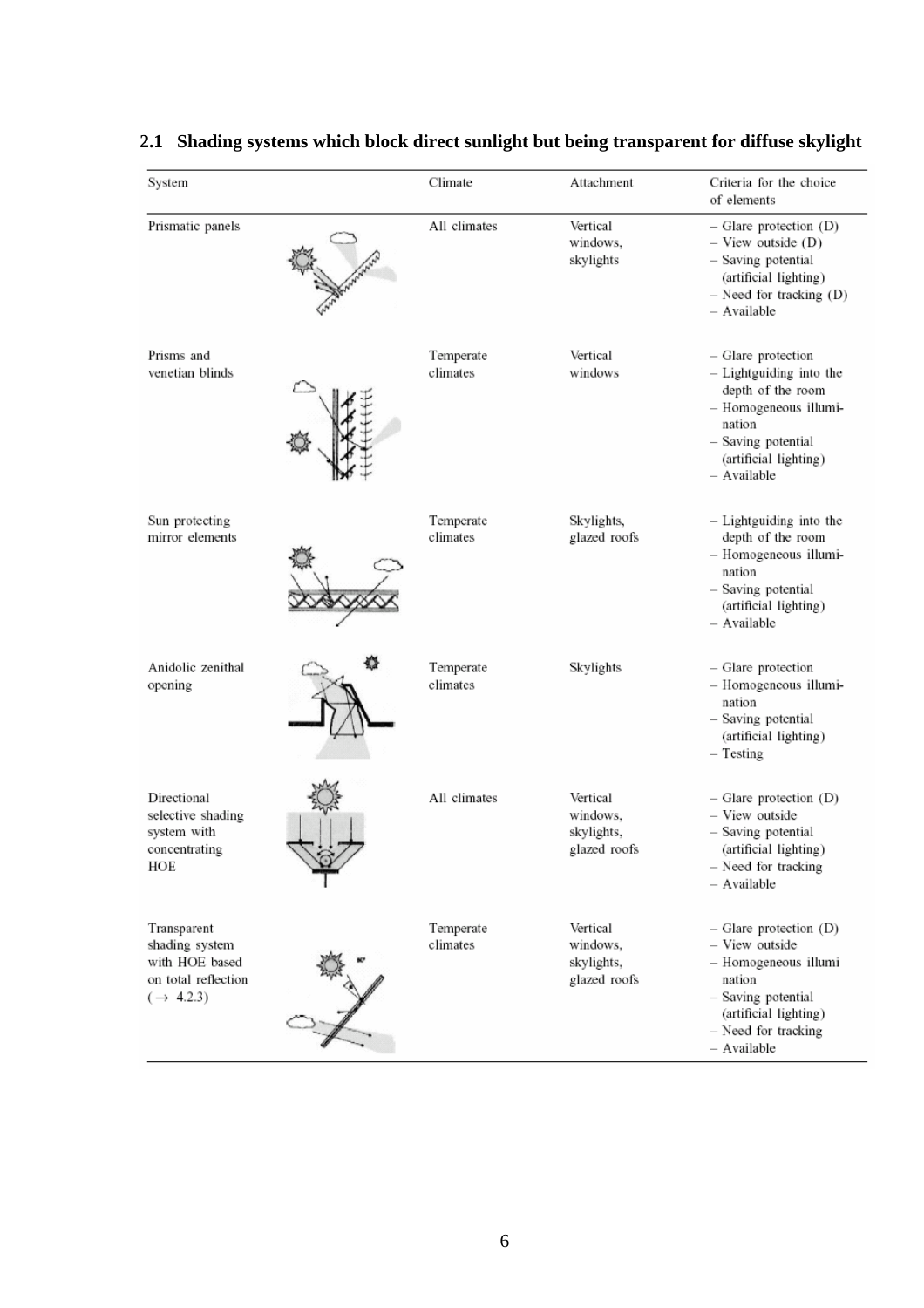## 2.1 Shading systems which block direct sunlight but being transparent for diffuse skylight

| System | Climate | Attachment | Criteria for the choice of elements |
|---|---|---|---|
| Prismatic panels | All climates | Vertical windows, skylights | – Glare protection (D)<br>– View outside (D)<br>– Saving potential (artificial lighting)<br>– Need for tracking (D)<br>– Available |
| Prisms and venetian blinds | Temperate climates | Vertical windows | – Glare protection<br>– Lightguiding into the depth of the room<br>– Homogeneous illumination<br>– Saving potential (artificial lighting)<br>– Available |
| Sun protecting mirror elements | Temperate climates | Skylights, glazed roofs | – Lightguiding into the depth of the room<br>– Homogeneous illumination<br>– Saving potential (artificial lighting)<br>– Available |
| Anidolic zenithal opening | Temperate climates | Skylights | – Glare protection<br>– Homogeneous illumination<br>– Saving potential (artificial lighting)<br>– Testing |
| Directional selective shading system with concentrating HOE | All climates | Vertical windows, skylights, glazed roofs | – Glare protection (D)<br>– View outside<br>– Saving potential (artificial lighting)<br>– Need for tracking<br>– Available |
| Transparent shading system with HOE based on total reflection (→ 4.2.3) | Temperate climates | Vertical windows, skylights, glazed roofs | – Glare protection (D)<br>– View outside<br>– Homogeneous illumi nation<br>– Saving potential (artificial lighting)<br>– Need for tracking<br>– Available |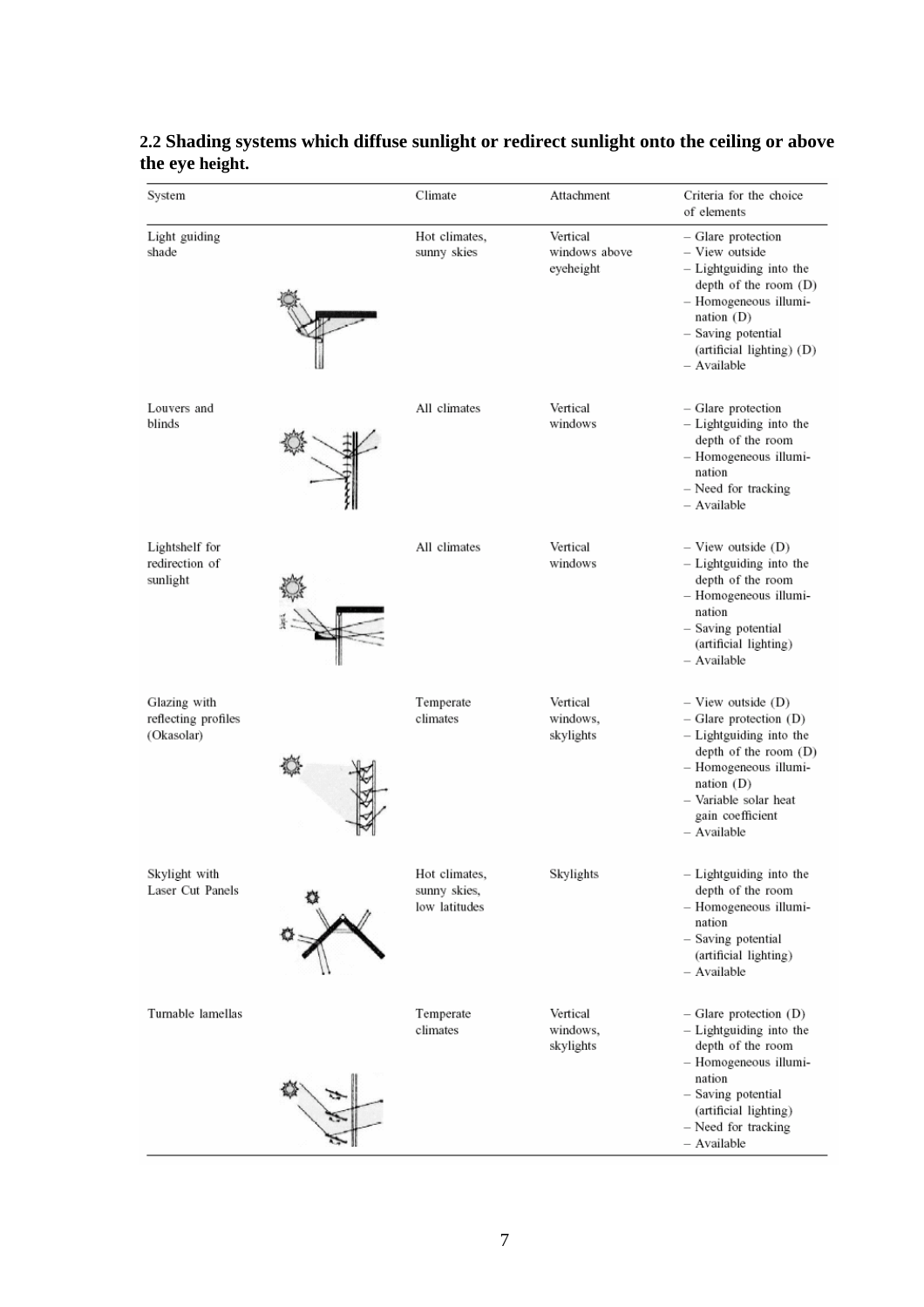**2.2 Shading systems which diffuse sunlight or redirect sunlight onto the ceiling or above the eye height.**

| System | Climate | Attachment | Criteria for the choice of elements |
|---|---|---|---|
| Light guiding shade | Hot climates, sunny skies | Vertical windows above eyeheight | – Glare protection<br>– View outside<br>– Lightguiding into the depth of the room (D)<br>– Homogeneous illumination (D)<br>– Saving potential (artificial lighting) (D)<br>– Available |
| Louvers and blinds | All climates | Vertical windows | – Glare protection<br>– Lightguiding into the depth of the room<br>– Homogeneous illumination<br>– Need for tracking<br>– Available |
| Lightshelf for redirection of sunlight | All climates | Vertical windows | – View outside (D)<br>– Lightguiding into the depth of the room<br>– Homogeneous illumination<br>– Saving potential (artificial lighting)<br>– Available |
| Glazing with reflecting profiles (Okasolar) | Temperate climates | Vertical windows, skylights | – View outside (D)<br>– Glare protection (D)<br>– Lightguiding into the depth of the room (D)<br>– Homogeneous illumination (D)<br>– Variable solar heat gain coefficient<br>– Available |
| Skylight with Laser Cut Panels | Hot climates, sunny skies, low latitudes | Skylights | – Lightguiding into the depth of the room<br>– Homogeneous illumination<br>– Saving potential (artificial lighting)<br>– Available |
| Turnable lamellas | Temperate climates | Vertical windows, skylights | – Glare protection (D)<br>– Lightguiding into the depth of the room<br>– Homogeneous illumination<br>– Saving potential (artificial lighting)<br>– Need for tracking<br>– Available |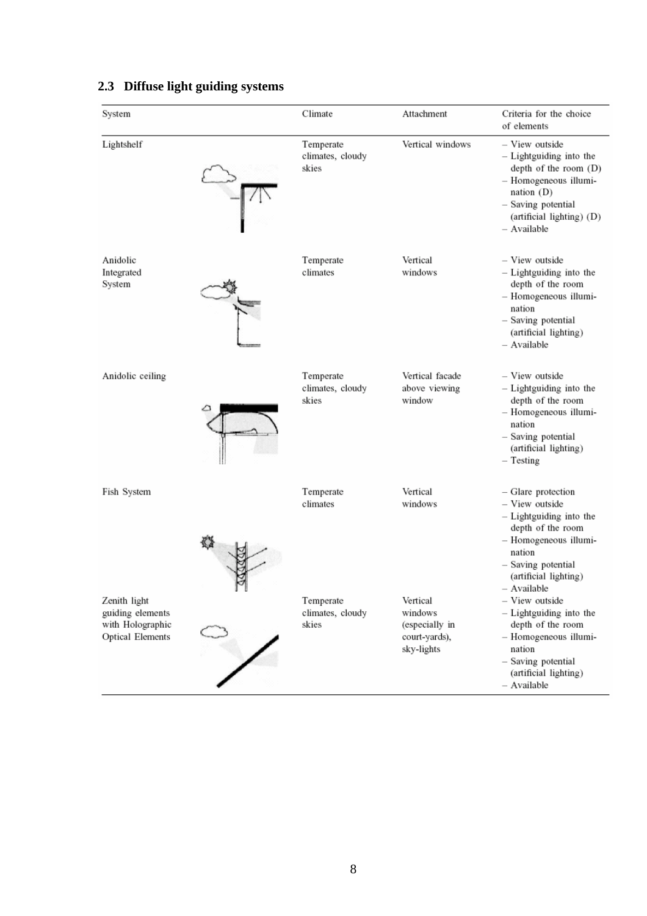## 2.3 Diffuse light guiding systems

| System | Climate | Attachment | Criteria for the choice of elements |
|---|---|---|---|
| Lightshelf | Temperate climates, cloudy skies | Vertical windows | – View outside<br>– Lightguiding into the depth of the room (D)<br>– Homogeneous illumination (D)<br>– Saving potential (artificial lighting) (D)<br>– Available |
| Anidolic Integrated System | Temperate climates | Vertical windows | – View outside<br>– Lightguiding into the depth of the room<br>– Homogeneous illumination<br>– Saving potential (artificial lighting)<br>– Available |
| Anidolic ceiling | Temperate climates, cloudy skies | Vertical facade above viewing window | – View outside<br>– Lightguiding into the depth of the room<br>– Homogeneous illumination<br>– Saving potential (artificial lighting)<br>– Testing |
| Fish System | Temperate climates | Vertical windows | – Glare protection<br>– View outside<br>– Lightguiding into the depth of the room<br>– Homogeneous illumination<br>– Saving potential (artificial lighting)<br>– Available |
| Zenith light guiding elements with Holographic Optical Elements | Temperate climates, cloudy skies | Vertical windows (especially in court-yards), sky-lights | – View outside<br>– Lightguiding into the depth of the room<br>– Homogeneous illumination<br>– Saving potential (artificial lighting)<br>– Available |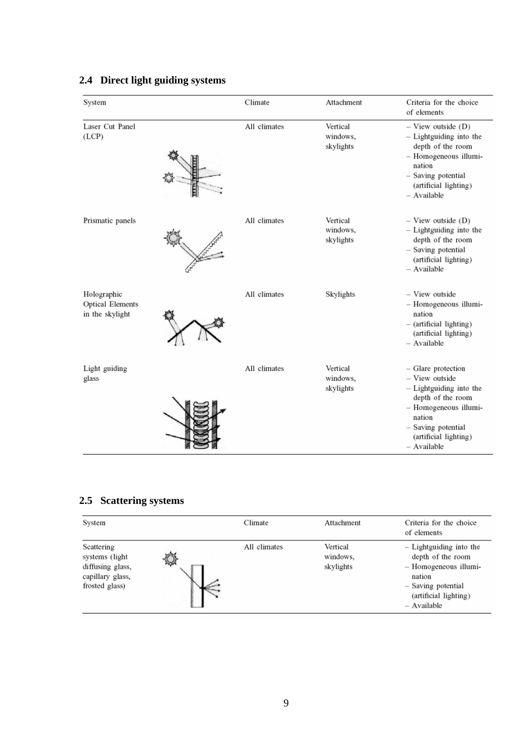## 2.4 Direct light guiding systems

| System | Climate | Attachment | Criteria for the choice of elements |
|---|---|---|---|
| Laser Cut Panel (LCP) | All climates | Vertical windows, skylights | – View outside (D)<br>– Lightguiding into the depth of the room<br>– Homogeneous illumination<br>– Saving potential (artificial lighting)<br>– Available |
| Prismatic panels | All climates | Vertical windows, skylights | – View outside (D)<br>– Lightguiding into the depth of the room<br>– Saving potential (artificial lighting)<br>– Available |
| Holographic Optical Elements in the skylight | All climates | Skylights | – View outside<br>– Homogeneous illumination<br>– (artificial lighting) (artificial lighting)<br>– Available |
| Light guiding glass | All climates | Vertical windows, skylights | – Glare protection<br>– View outside<br>– Lightguiding into the depth of the room<br>– Homogeneous illumination<br>– Saving potential (artificial lighting)<br>– Available |

## 2.5 Scattering systems

| System | Climate | Attachment | Criteria for the choice of elements |
|---|---|---|---|
| Scattering systems (light diffusing glass, capillary glass, frosted glass) | All climates | Vertical windows, skylights | – Lightguiding into the depth of the room<br>– Homogeneous illumination<br>– Saving potential (artificial lighting)<br>– Available |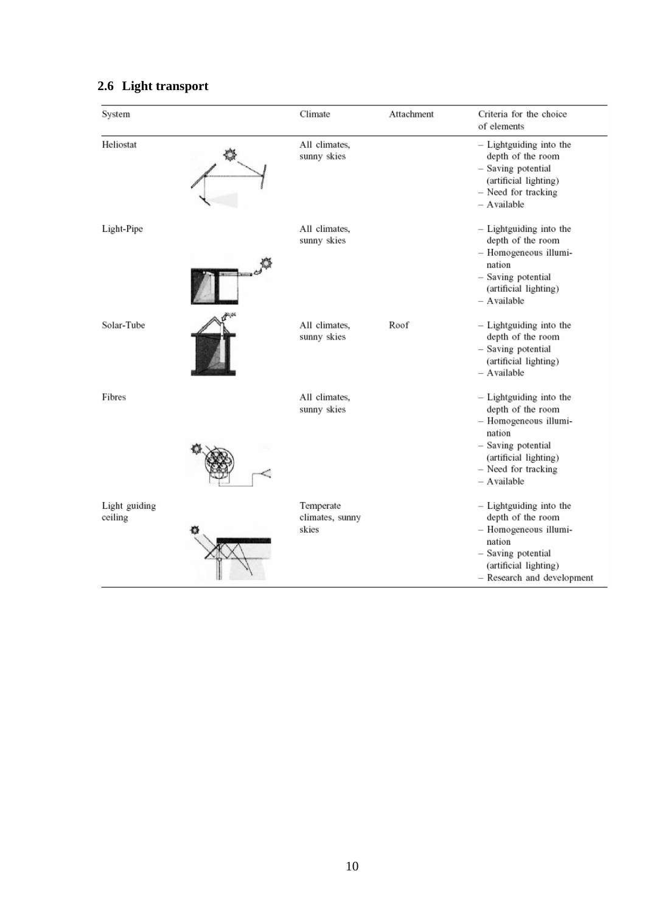## 2.6 Light transport

| System | Climate | Attachment | Criteria for the choice of elements |
|---|---|---|---|
| Heliostat | All climates, sunny skies | | – Lightguiding into the depth of the room<br>– Saving potential (artificial lighting)<br>– Need for tracking<br>– Available |
| Light-Pipe | All climates, sunny skies | | – Lightguiding into the depth of the room<br>– Homogeneous illumination<br>– Saving potential (artificial lighting)<br>– Available |
| Solar-Tube | All climates, sunny skies | Roof | – Lightguiding into the depth of the room<br>– Saving potential (artificial lighting)<br>– Available |
| Fibres | All climates, sunny skies | | – Lightguiding into the depth of the room<br>– Homogeneous illumination<br>– Saving potential (artificial lighting)<br>– Need for tracking<br>– Available |
| Light guiding ceiling | Temperate climates, sunny skies | | – Lightguiding into the depth of the room<br>– Homogeneous illumination<br>– Saving potential (artificial lighting)<br>– Research and development |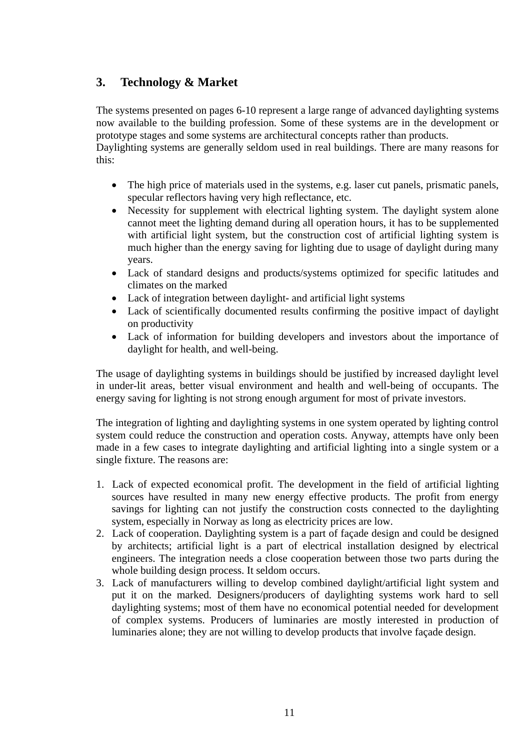## 3. Technology & Market

The systems presented on pages 6-10 represent a large range of advanced daylighting systems now available to the building profession. Some of these systems are in the development or prototype stages and some systems are architectural concepts rather than products.
Daylighting systems are generally seldom used in real buildings. There are many reasons for this:

- The high price of materials used in the systems, e.g. laser cut panels, prismatic panels, specular reflectors having very high reflectance, etc.
- Necessity for supplement with electrical lighting system. The daylight system alone cannot meet the lighting demand during all operation hours, it has to be supplemented with artificial light system, but the construction cost of artificial lighting system is much higher than the energy saving for lighting due to usage of daylight during many years.
- Lack of standard designs and products/systems optimized for specific latitudes and climates on the marked
- Lack of integration between daylight- and artificial light systems
- Lack of scientifically documented results confirming the positive impact of daylight on productivity
- Lack of information for building developers and investors about the importance of daylight for health, and well-being.

The usage of daylighting systems in buildings should be justified by increased daylight level in under-lit areas, better visual environment and health and well-being of occupants. The energy saving for lighting is not strong enough argument for most of private investors.

The integration of lighting and daylighting systems in one system operated by lighting control system could reduce the construction and operation costs. Anyway, attempts have only been made in a few cases to integrate daylighting and artificial lighting into a single system or a single fixture. The reasons are:

1. Lack of expected economical profit. The development in the field of artificial lighting sources have resulted in many new energy effective products. The profit from energy savings for lighting can not justify the construction costs connected to the daylighting system, especially in Norway as long as electricity prices are low.
2. Lack of cooperation. Daylighting system is a part of façade design and could be designed by architects; artificial light is a part of electrical installation designed by electrical engineers. The integration needs a close cooperation between those two parts during the whole building design process. It seldom occurs.
3. Lack of manufacturers willing to develop combined daylight/artificial light system and put it on the marked. Designers/producers of daylighting systems work hard to sell daylighting systems; most of them have no economical potential needed for development of complex systems. Producers of luminaries are mostly interested in production of luminaries alone; they are not willing to develop products that involve façade design.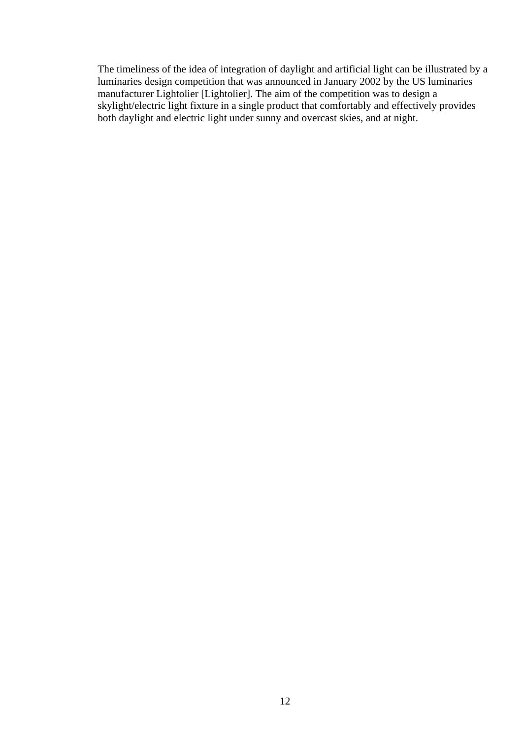The timeliness of the idea of integration of daylight and artificial light can be illustrated by a luminaries design competition that was announced in January 2002 by the US luminaries manufacturer Lightolier [Lightolier]. The aim of the competition was to design a skylight/electric light fixture in a single product that comfortably and effectively provides both daylight and electric light under sunny and overcast skies, and at night.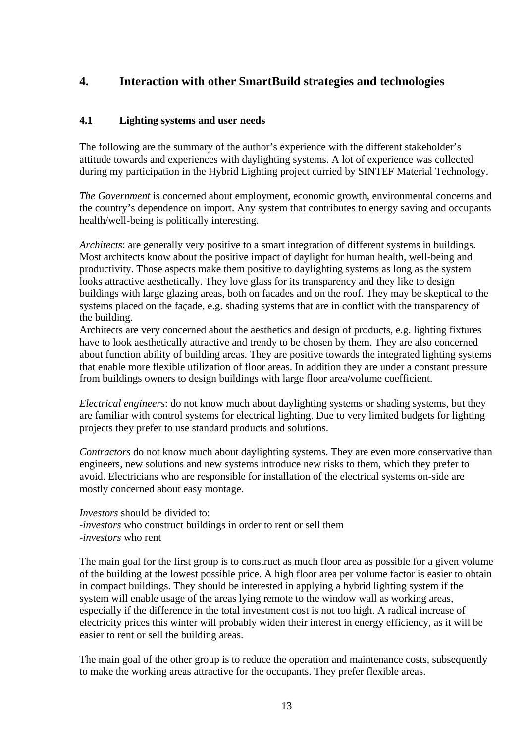# 4. Interaction with other SmartBuild strategies and technologies

## 4.1 Lighting systems and user needs

The following are the summary of the author's experience with the different stakeholder's attitude towards and experiences with daylighting systems. A lot of experience was collected during my participation in the Hybrid Lighting project curried by SINTEF Material Technology.

*The Government* is concerned about employment, economic growth, environmental concerns and the country's dependence on import. Any system that contributes to energy saving and occupants health/well-being is politically interesting.

*Architects*: are generally very positive to a smart integration of different systems in buildings. Most architects know about the positive impact of daylight for human health, well-being and productivity. Those aspects make them positive to daylighting systems as long as the system looks attractive aesthetically. They love glass for its transparency and they like to design buildings with large glazing areas, both on facades and on the roof. They may be skeptical to the systems placed on the façade, e.g. shading systems that are in conflict with the transparency of the building.
Architects are very concerned about the aesthetics and design of products, e.g. lighting fixtures have to look aesthetically attractive and trendy to be chosen by them. They are also concerned about function ability of building areas. They are positive towards the integrated lighting systems that enable more flexible utilization of floor areas. In addition they are under a constant pressure from buildings owners to design buildings with large floor area/volume coefficient.

*Electrical engineers*: do not know much about daylighting systems or shading systems, but they are familiar with control systems for electrical lighting. Due to very limited budgets for lighting projects they prefer to use standard products and solutions.

*Contractors* do not know much about daylighting systems. They are even more conservative than engineers, new solutions and new systems introduce new risks to them, which they prefer to avoid. Electricians who are responsible for installation of the electrical systems on-side are mostly concerned about easy montage.

*Investors* should be divided to:
-*investors* who construct buildings in order to rent or sell them
-*investors* who rent

The main goal for the first group is to construct as much floor area as possible for a given volume of the building at the lowest possible price. A high floor area per volume factor is easier to obtain in compact buildings. They should be interested in applying a hybrid lighting system if the system will enable usage of the areas lying remote to the window wall as working areas, especially if the difference in the total investment cost is not too high. A radical increase of electricity prices this winter will probably widen their interest in energy efficiency, as it will be easier to rent or sell the building areas.

The main goal of the other group is to reduce the operation and maintenance costs, subsequently to make the working areas attractive for the occupants. They prefer flexible areas.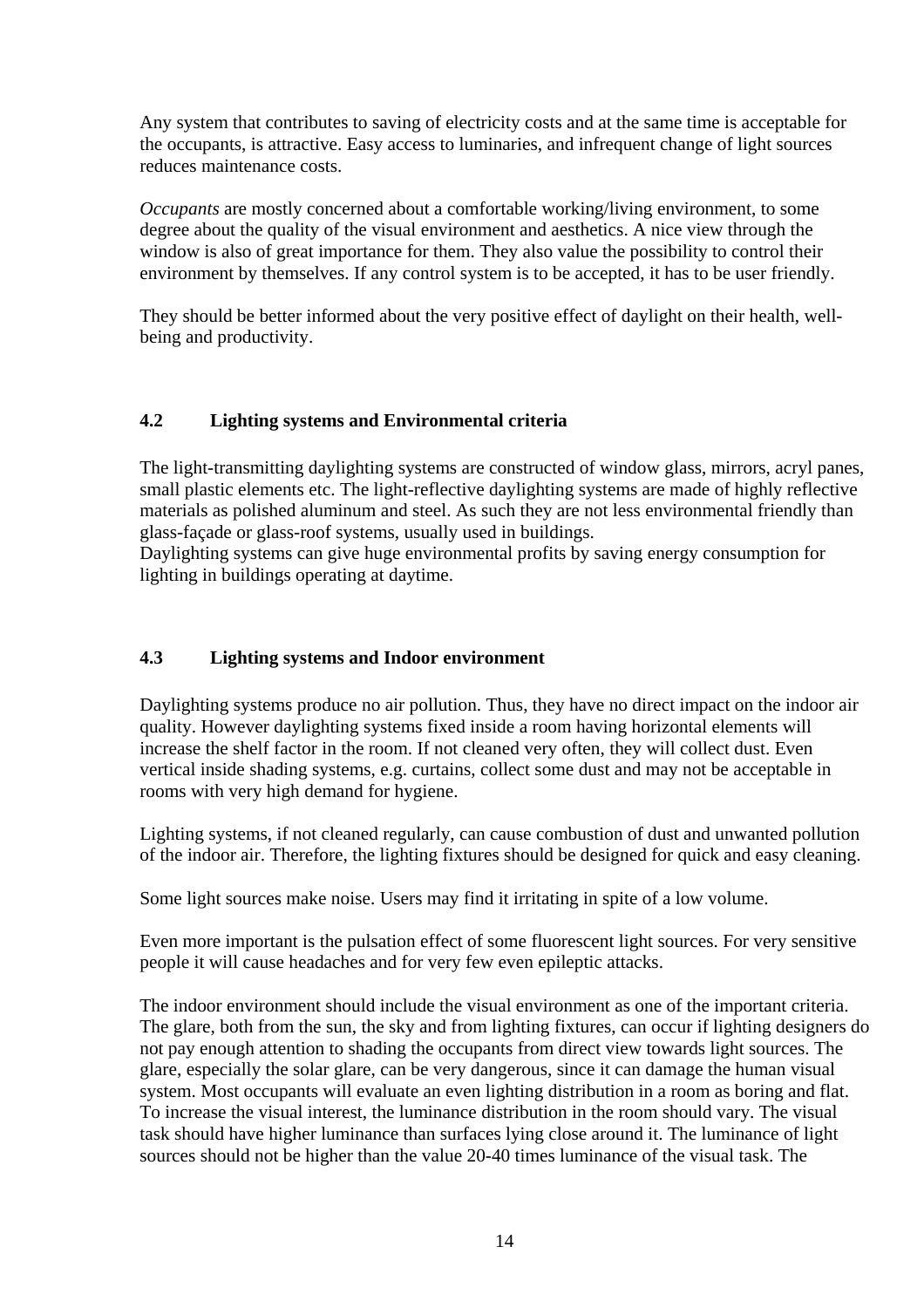Any system that contributes to saving of electricity costs and at the same time is acceptable for the occupants, is attractive. Easy access to luminaries, and infrequent change of light sources reduces maintenance costs.

*Occupants* are mostly concerned about a comfortable working/living environment, to some degree about the quality of the visual environment and aesthetics. A nice view through the window is also of great importance for them. They also value the possibility to control their environment by themselves. If any control system is to be accepted, it has to be user friendly.

They should be better informed about the very positive effect of daylight on their health, well-being and productivity.

### 4.2 Lighting systems and Environmental criteria

The light-transmitting daylighting systems are constructed of window glass, mirrors, acryl panes, small plastic elements etc. The light-reflective daylighting systems are made of highly reflective materials as polished aluminum and steel. As such they are not less environmental friendly than glass-façade or glass-roof systems, usually used in buildings.
Daylighting systems can give huge environmental profits by saving energy consumption for lighting in buildings operating at daytime.

### 4.3 Lighting systems and Indoor environment

Daylighting systems produce no air pollution. Thus, they have no direct impact on the indoor air quality. However daylighting systems fixed inside a room having horizontal elements will increase the shelf factor in the room. If not cleaned very often, they will collect dust. Even vertical inside shading systems, e.g. curtains, collect some dust and may not be acceptable in rooms with very high demand for hygiene.

Lighting systems, if not cleaned regularly, can cause combustion of dust and unwanted pollution of the indoor air. Therefore, the lighting fixtures should be designed for quick and easy cleaning.

Some light sources make noise. Users may find it irritating in spite of a low volume.

Even more important is the pulsation effect of some fluorescent light sources. For very sensitive people it will cause headaches and for very few even epileptic attacks.

The indoor environment should include the visual environment as one of the important criteria. The glare, both from the sun, the sky and from lighting fixtures, can occur if lighting designers do not pay enough attention to shading the occupants from direct view towards light sources. The glare, especially the solar glare, can be very dangerous, since it can damage the human visual system. Most occupants will evaluate an even lighting distribution in a room as boring and flat. To increase the visual interest, the luminance distribution in the room should vary. The visual task should have higher luminance than surfaces lying close around it. The luminance of light sources should not be higher than the value 20-40 times luminance of the visual task. The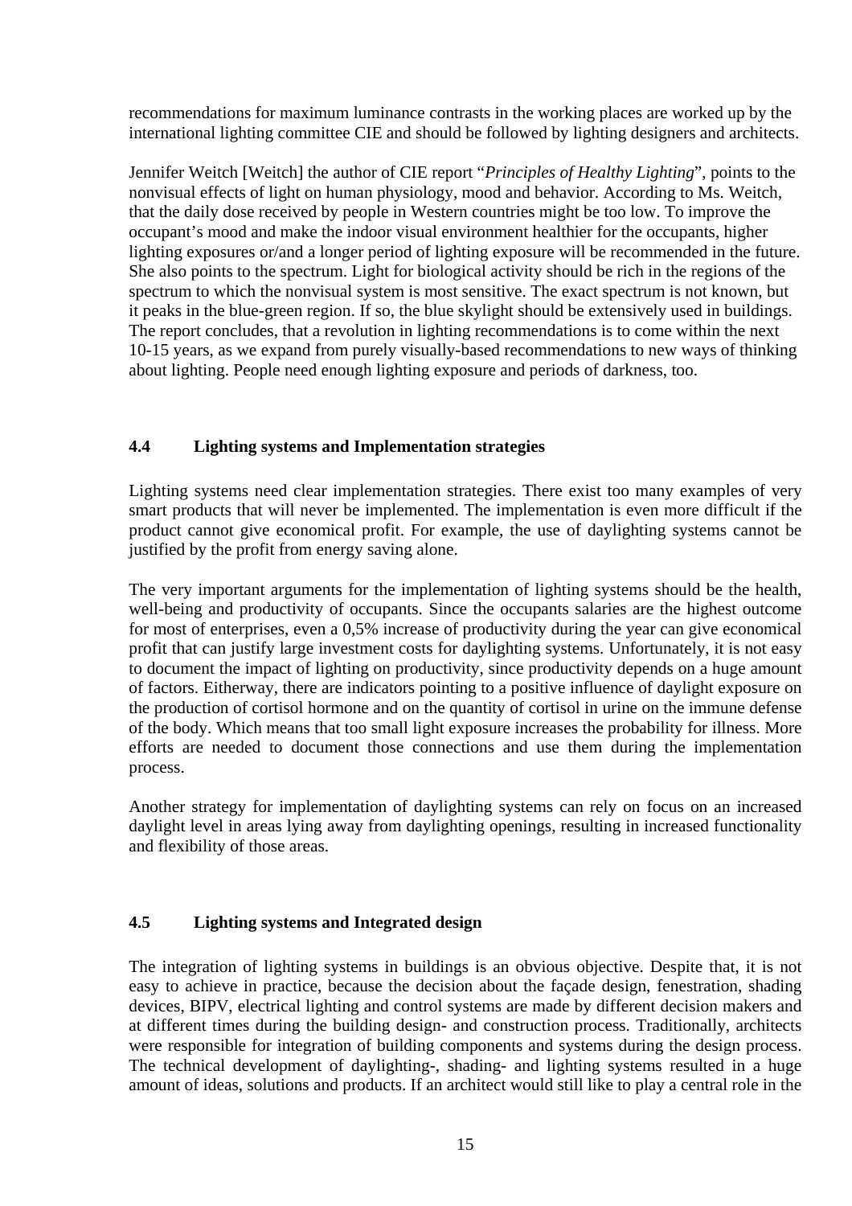recommendations for maximum luminance contrasts in the working places are worked up by the international lighting committee CIE and should be followed by lighting designers and architects.

Jennifer Weitch [Weitch] the author of CIE report "*Principles of Healthy Lighting*", points to the nonvisual effects of light on human physiology, mood and behavior. According to Ms. Weitch, that the daily dose received by people in Western countries might be too low. To improve the occupant's mood and make the indoor visual environment healthier for the occupants, higher lighting exposures or/and a longer period of lighting exposure will be recommended in the future. She also points to the spectrum. Light for biological activity should be rich in the regions of the spectrum to which the nonvisual system is most sensitive. The exact spectrum is not known, but it peaks in the blue-green region. If so, the blue skylight should be extensively used in buildings. The report concludes, that a revolution in lighting recommendations is to come within the next 10-15 years, as we expand from purely visually-based recommendations to new ways of thinking about lighting. People need enough lighting exposure and periods of darkness, too.

### 4.4 Lighting systems and Implementation strategies

Lighting systems need clear implementation strategies. There exist too many examples of very smart products that will never be implemented. The implementation is even more difficult if the product cannot give economical profit. For example, the use of daylighting systems cannot be justified by the profit from energy saving alone.

The very important arguments for the implementation of lighting systems should be the health, well-being and productivity of occupants. Since the occupants salaries are the highest outcome for most of enterprises, even a 0,5% increase of productivity during the year can give economical profit that can justify large investment costs for daylighting systems. Unfortunately, it is not easy to document the impact of lighting on productivity, since productivity depends on a huge amount of factors. Eitherway, there are indicators pointing to a positive influence of daylight exposure on the production of cortisol hormone and on the quantity of cortisol in urine on the immune defense of the body. Which means that too small light exposure increases the probability for illness. More efforts are needed to document those connections and use them during the implementation process.

Another strategy for implementation of daylighting systems can rely on focus on an increased daylight level in areas lying away from daylighting openings, resulting in increased functionality and flexibility of those areas.

### 4.5 Lighting systems and Integrated design

The integration of lighting systems in buildings is an obvious objective. Despite that, it is not easy to achieve in practice, because the decision about the façade design, fenestration, shading devices, BIPV, electrical lighting and control systems are made by different decision makers and at different times during the building design- and construction process. Traditionally, architects were responsible for integration of building components and systems during the design process. The technical development of daylighting-, shading- and lighting systems resulted in a huge amount of ideas, solutions and products. If an architect would still like to play a central role in the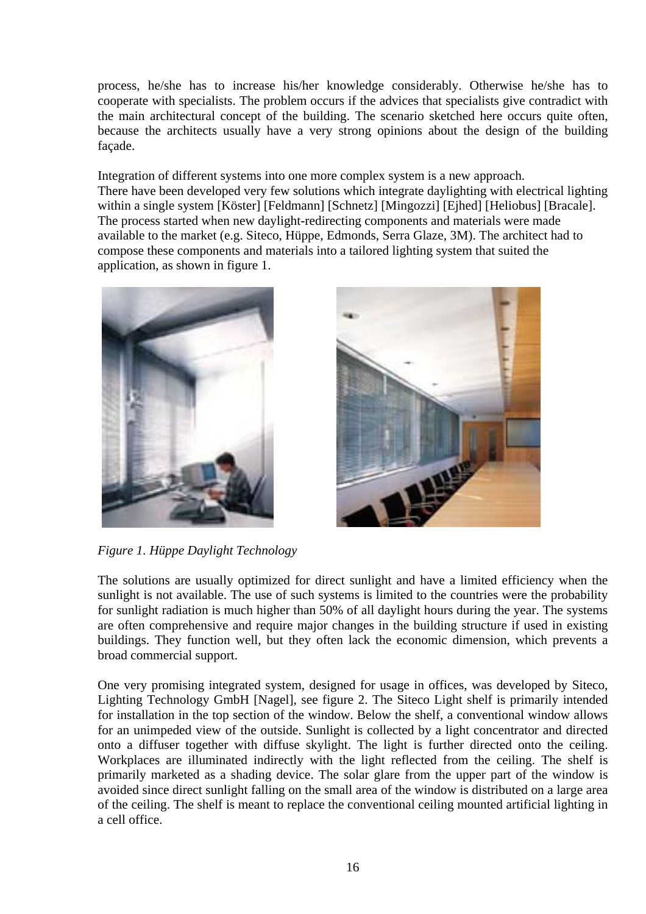process, he/she has to increase his/her knowledge considerably. Otherwise he/she has to cooperate with specialists. The problem occurs if the advices that specialists give contradict with the main architectural concept of the building. The scenario sketched here occurs quite often, because the architects usually have a very strong opinions about the design of the building façade.

Integration of different systems into one more complex system is a new approach.
There have been developed very few solutions which integrate daylighting with electrical lighting within a single system [Köster] [Feldmann] [Schnetz] [Mingozzi] [Ejhed] [Heliobus] [Bracale].
The process started when new daylight-redirecting components and materials were made available to the market (e.g. Siteco, Hüppe, Edmonds, Serra Glaze, 3M). The architect had to compose these components and materials into a tailored lighting system that suited the application, as shown in figure 1.

*Figure 1. Hüppe Daylight Technology*

The solutions are usually optimized for direct sunlight and have a limited efficiency when the sunlight is not available. The use of such systems is limited to the countries were the probability for sunlight radiation is much higher than 50% of all daylight hours during the year. The systems are often comprehensive and require major changes in the building structure if used in existing buildings. They function well, but they often lack the economic dimension, which prevents a broad commercial support.

One very promising integrated system, designed for usage in offices, was developed by Siteco, Lighting Technology GmbH [Nagel], see figure 2. The Siteco Light shelf is primarily intended for installation in the top section of the window. Below the shelf, a conventional window allows for an unimpeded view of the outside. Sunlight is collected by a light concentrator and directed onto a diffuser together with diffuse skylight. The light is further directed onto the ceiling. Workplaces are illuminated indirectly with the light reflected from the ceiling. The shelf is primarily marketed as a shading device. The solar glare from the upper part of the window is avoided since direct sunlight falling on the small area of the window is distributed on a large area of the ceiling. The shelf is meant to replace the conventional ceiling mounted artificial lighting in a cell office.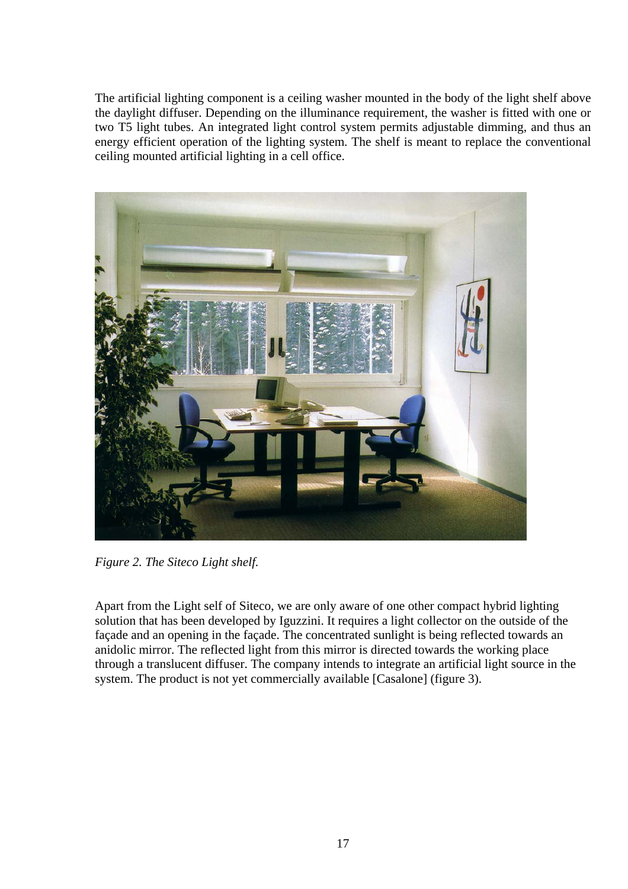The artificial lighting component is a ceiling washer mounted in the body of the light shelf above the daylight diffuser. Depending on the illuminance requirement, the washer is fitted with one or two T5 light tubes. An integrated light control system permits adjustable dimming, and thus an energy efficient operation of the lighting system. The shelf is meant to replace the conventional ceiling mounted artificial lighting in a cell office.

*Figure 2. The Siteco Light shelf.*

Apart from the Light self of Siteco, we are only aware of one other compact hybrid lighting solution that has been developed by Iguzzini. It requires a light collector on the outside of the façade and an opening in the façade. The concentrated sunlight is being reflected towards an anidolic mirror. The reflected light from this mirror is directed towards the working place through a translucent diffuser. The company intends to integrate an artificial light source in the system. The product is not yet commercially available [Casalone] (figure 3).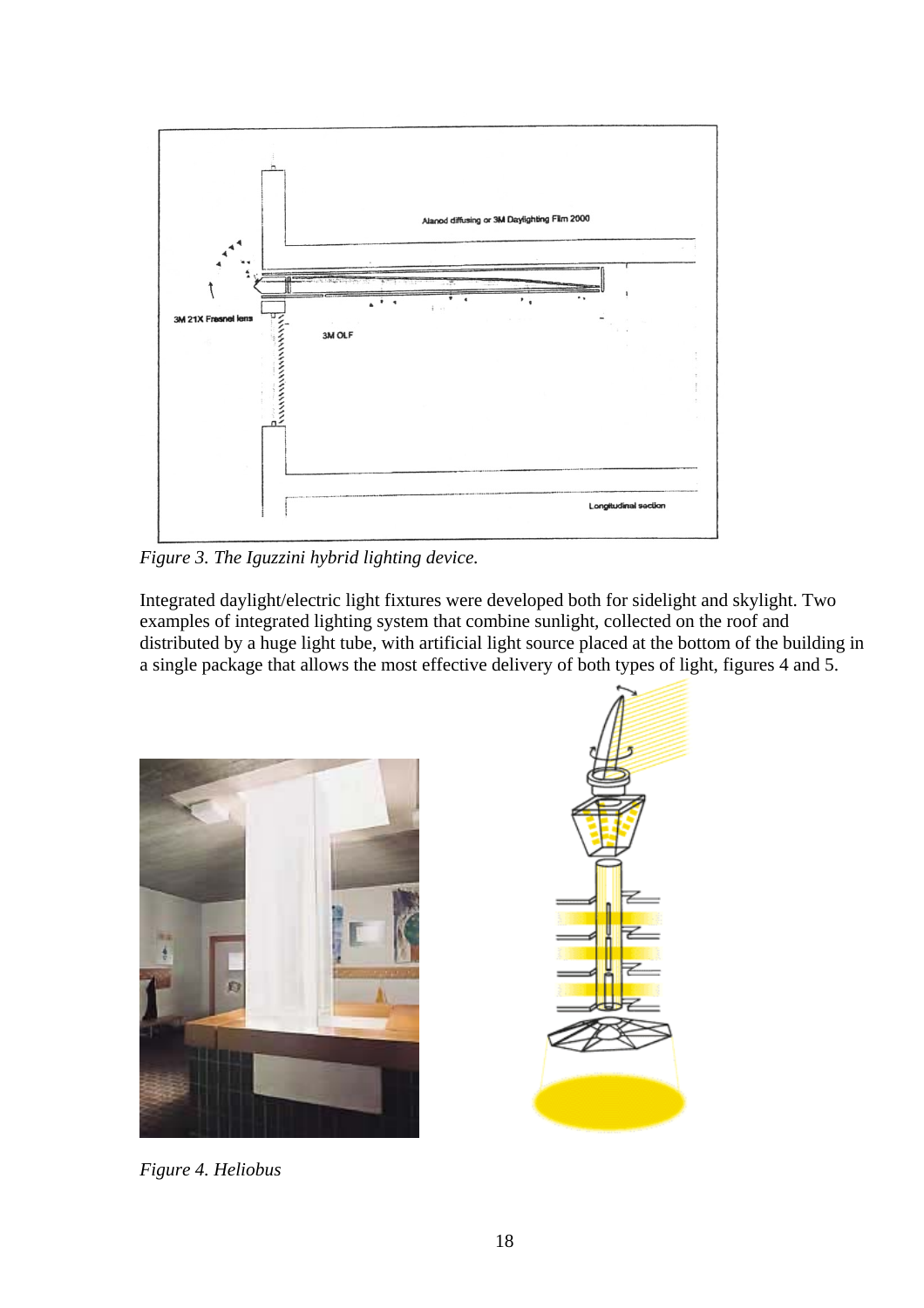*Figure 3. The Iguzzini hybrid lighting device.*

Integrated daylight/electric light fixtures were developed both for sidelight and skylight. Two examples of integrated lighting system that combine sunlight, collected on the roof and distributed by a huge light tube, with artificial light source placed at the bottom of the building in a single package that allows the most effective delivery of both types of light, figures 4 and 5.

*Figure 4. Heliobus*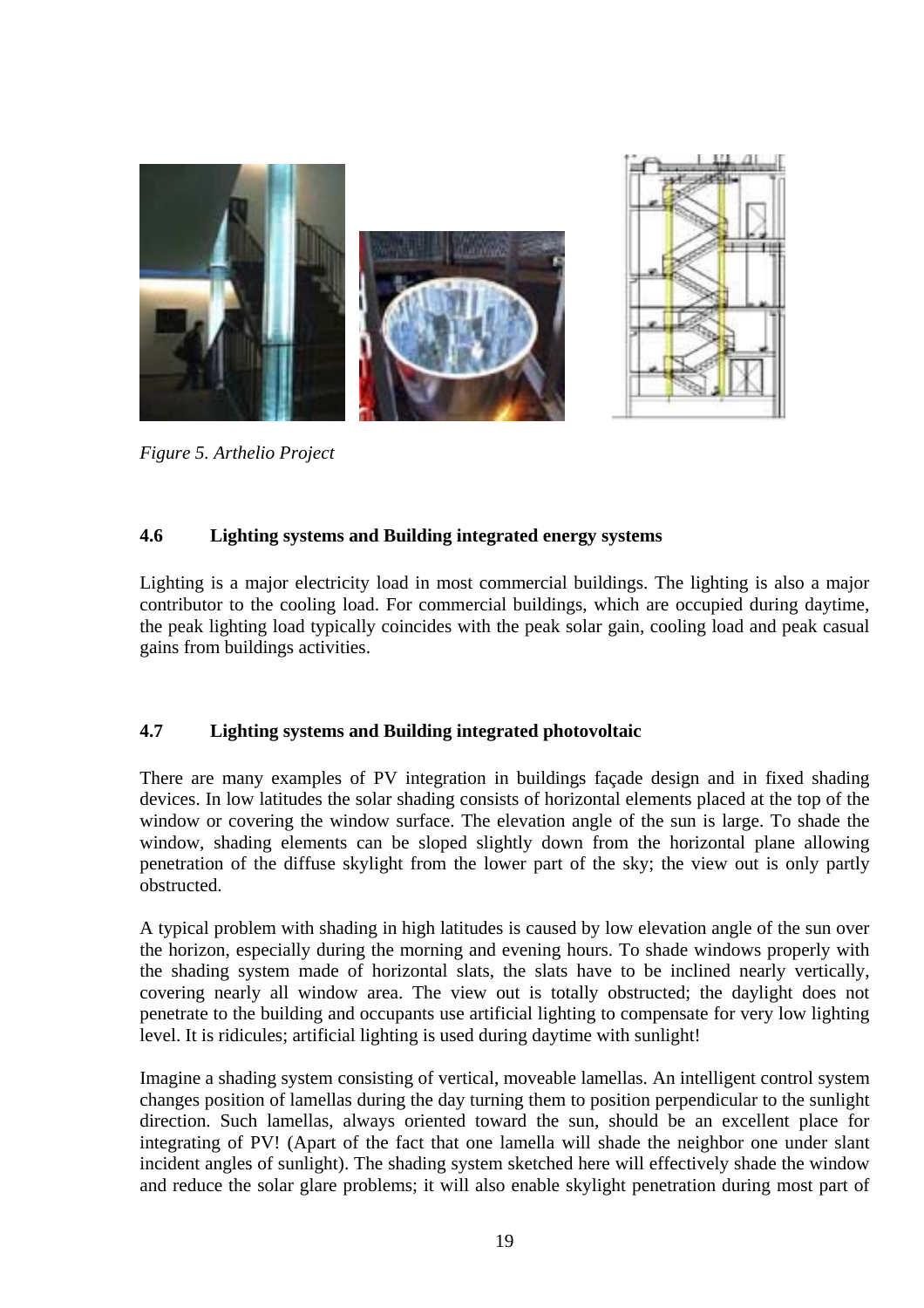*Figure 5. Arthelio Project*

### 4.6 Lighting systems and Building integrated energy systems

Lighting is a major electricity load in most commercial buildings. The lighting is also a major contributor to the cooling load. For commercial buildings, which are occupied during daytime, the peak lighting load typically coincides with the peak solar gain, cooling load and peak casual gains from buildings activities.

### 4.7 Lighting systems and Building integrated photovoltaic

There are many examples of PV integration in buildings façade design and in fixed shading devices. In low latitudes the solar shading consists of horizontal elements placed at the top of the window or covering the window surface. The elevation angle of the sun is large. To shade the window, shading elements can be sloped slightly down from the horizontal plane allowing penetration of the diffuse skylight from the lower part of the sky; the view out is only partly obstructed.

A typical problem with shading in high latitudes is caused by low elevation angle of the sun over the horizon, especially during the morning and evening hours. To shade windows properly with the shading system made of horizontal slats, the slats have to be inclined nearly vertically, covering nearly all window area. The view out is totally obstructed; the daylight does not penetrate to the building and occupants use artificial lighting to compensate for very low lighting level. It is ridicules; artificial lighting is used during daytime with sunlight!

Imagine a shading system consisting of vertical, moveable lamellas. An intelligent control system changes position of lamellas during the day turning them to position perpendicular to the sunlight direction. Such lamellas, always oriented toward the sun, should be an excellent place for integrating of PV! (Apart of the fact that one lamella will shade the neighbor one under slant incident angles of sunlight). The shading system sketched here will effectively shade the window and reduce the solar glare problems; it will also enable skylight penetration during most part of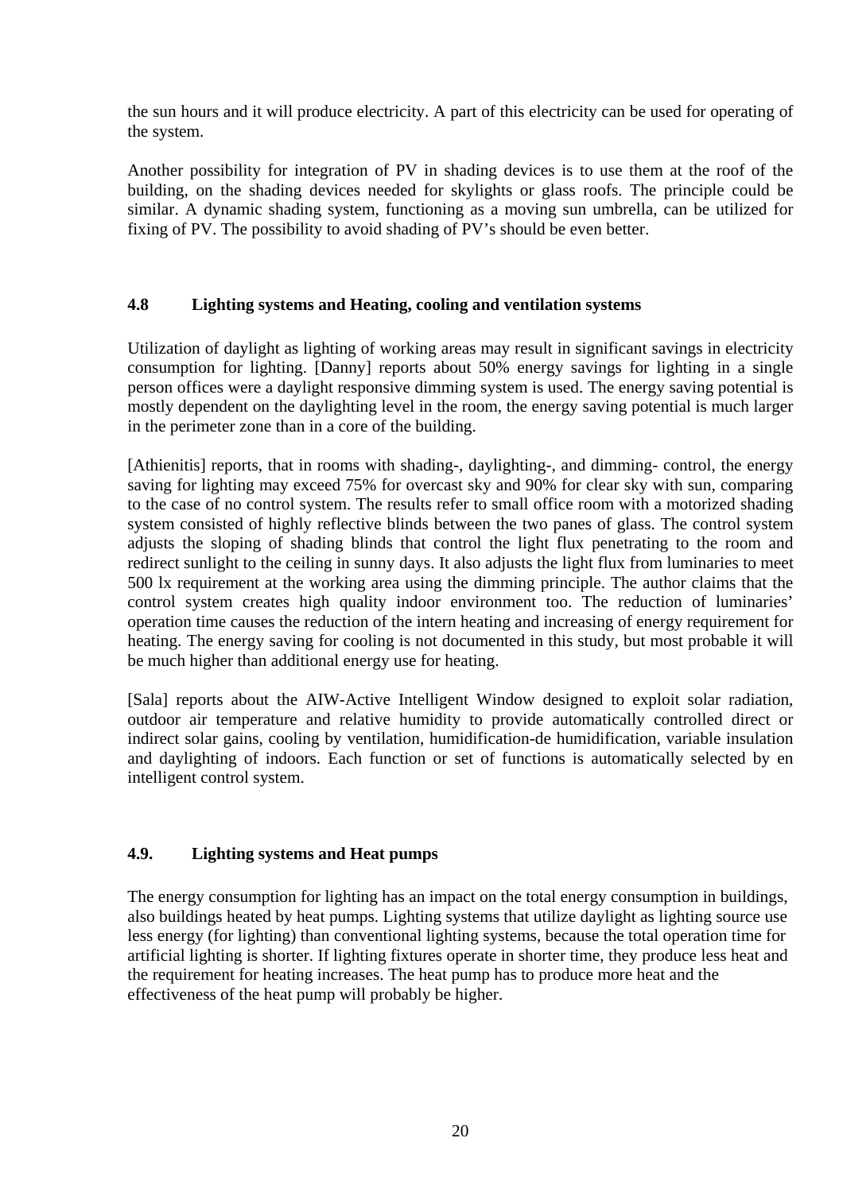the sun hours and it will produce electricity. A part of this electricity can be used for operating of the system.

Another possibility for integration of PV in shading devices is to use them at the roof of the building, on the shading devices needed for skylights or glass roofs. The principle could be similar. A dynamic shading system, functioning as a moving sun umbrella, can be utilized for fixing of PV. The possibility to avoid shading of PV's should be even better.

### 4.8 Lighting systems and Heating, cooling and ventilation systems

Utilization of daylight as lighting of working areas may result in significant savings in electricity consumption for lighting. [Danny] reports about 50% energy savings for lighting in a single person offices were a daylight responsive dimming system is used. The energy saving potential is mostly dependent on the daylighting level in the room, the energy saving potential is much larger in the perimeter zone than in a core of the building.

[Athienitis] reports, that in rooms with shading-, daylighting-, and dimming- control, the energy saving for lighting may exceed 75% for overcast sky and 90% for clear sky with sun, comparing to the case of no control system. The results refer to small office room with a motorized shading system consisted of highly reflective blinds between the two panes of glass. The control system adjusts the sloping of shading blinds that control the light flux penetrating to the room and redirect sunlight to the ceiling in sunny days. It also adjusts the light flux from luminaries to meet 500 lx requirement at the working area using the dimming principle. The author claims that the control system creates high quality indoor environment too. The reduction of luminaries' operation time causes the reduction of the intern heating and increasing of energy requirement for heating. The energy saving for cooling is not documented in this study, but most probable it will be much higher than additional energy use for heating.

[Sala] reports about the AIW-Active Intelligent Window designed to exploit solar radiation, outdoor air temperature and relative humidity to provide automatically controlled direct or indirect solar gains, cooling by ventilation, humidification-de humidification, variable insulation and daylighting of indoors. Each function or set of functions is automatically selected by en intelligent control system.

### 4.9. Lighting systems and Heat pumps

The energy consumption for lighting has an impact on the total energy consumption in buildings, also buildings heated by heat pumps. Lighting systems that utilize daylight as lighting source use less energy (for lighting) than conventional lighting systems, because the total operation time for artificial lighting is shorter. If lighting fixtures operate in shorter time, they produce less heat and the requirement for heating increases. The heat pump has to produce more heat and the effectiveness of the heat pump will probably be higher.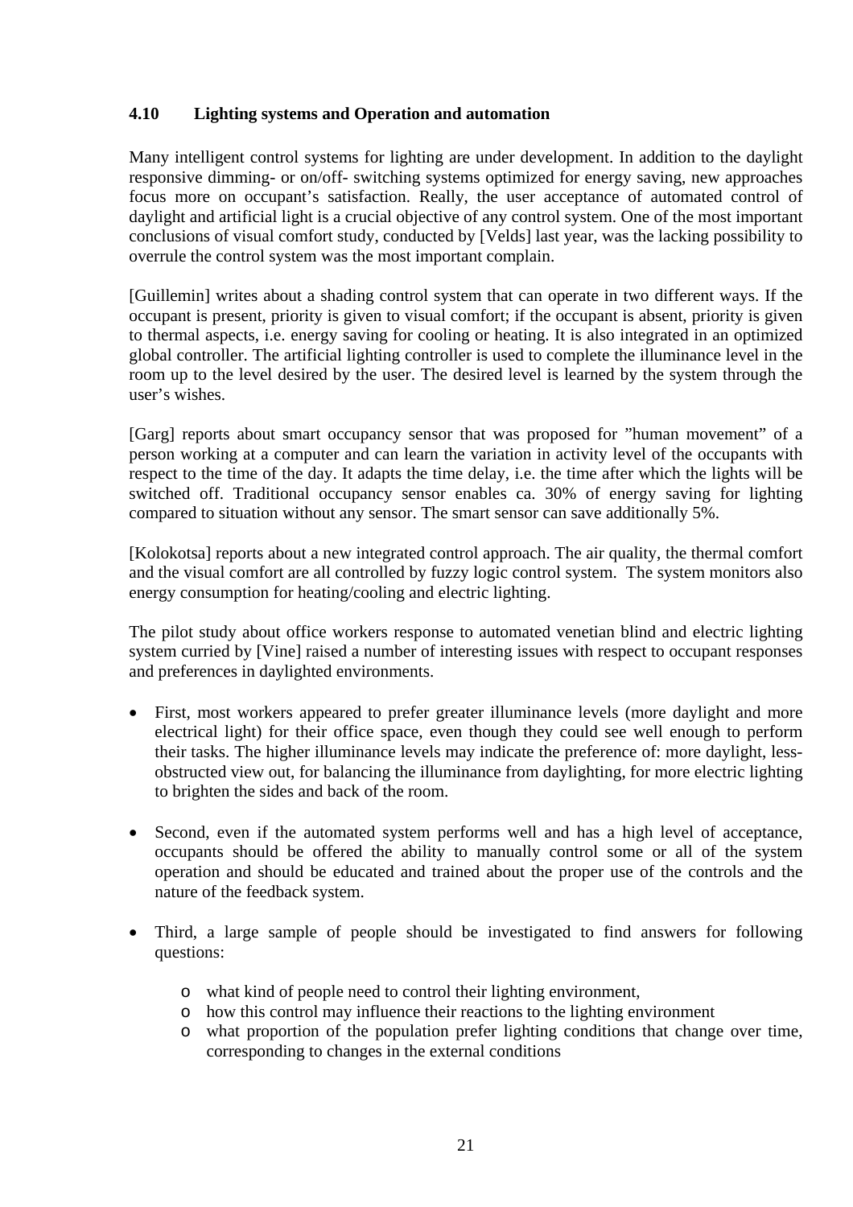### 4.10 Lighting systems and Operation and automation

Many intelligent control systems for lighting are under development. In addition to the daylight responsive dimming- or on/off- switching systems optimized for energy saving, new approaches focus more on occupant's satisfaction. Really, the user acceptance of automated control of daylight and artificial light is a crucial objective of any control system. One of the most important conclusions of visual comfort study, conducted by [Velds] last year, was the lacking possibility to overrule the control system was the most important complain.

[Guillemin] writes about a shading control system that can operate in two different ways. If the occupant is present, priority is given to visual comfort; if the occupant is absent, priority is given to thermal aspects, i.e. energy saving for cooling or heating. It is also integrated in an optimized global controller. The artificial lighting controller is used to complete the illuminance level in the room up to the level desired by the user. The desired level is learned by the system through the user's wishes.

[Garg] reports about smart occupancy sensor that was proposed for "human movement" of a person working at a computer and can learn the variation in activity level of the occupants with respect to the time of the day. It adapts the time delay, i.e. the time after which the lights will be switched off. Traditional occupancy sensor enables ca. 30% of energy saving for lighting compared to situation without any sensor. The smart sensor can save additionally 5%.

[Kolokotsa] reports about a new integrated control approach. The air quality, the thermal comfort and the visual comfort are all controlled by fuzzy logic control system. The system monitors also energy consumption for heating/cooling and electric lighting.

The pilot study about office workers response to automated venetian blind and electric lighting system curried by [Vine] raised a number of interesting issues with respect to occupant responses and preferences in daylighted environments.

- First, most workers appeared to prefer greater illuminance levels (more daylight and more electrical light) for their office space, even though they could see well enough to perform their tasks. The higher illuminance levels may indicate the preference of: more daylight, less-obstructed view out, for balancing the illuminance from daylighting, for more electric lighting to brighten the sides and back of the room.

- Second, even if the automated system performs well and has a high level of acceptance, occupants should be offered the ability to manually control some or all of the system operation and should be educated and trained about the proper use of the controls and the nature of the feedback system.

- Third, a large sample of people should be investigated to find answers for following questions:
    - what kind of people need to control their lighting environment,
    - how this control may influence their reactions to the lighting environment
    - what proportion of the population prefer lighting conditions that change over time, corresponding to changes in the external conditions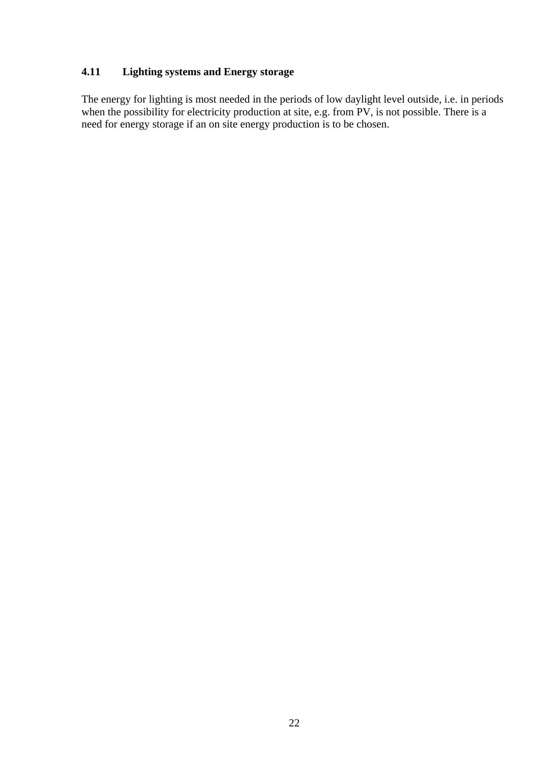## 4.11 Lighting systems and Energy storage

The energy for lighting is most needed in the periods of low daylight level outside, i.e. in periods when the possibility for electricity production at site, e.g. from PV, is not possible. There is a need for energy storage if an on site energy production is to be chosen.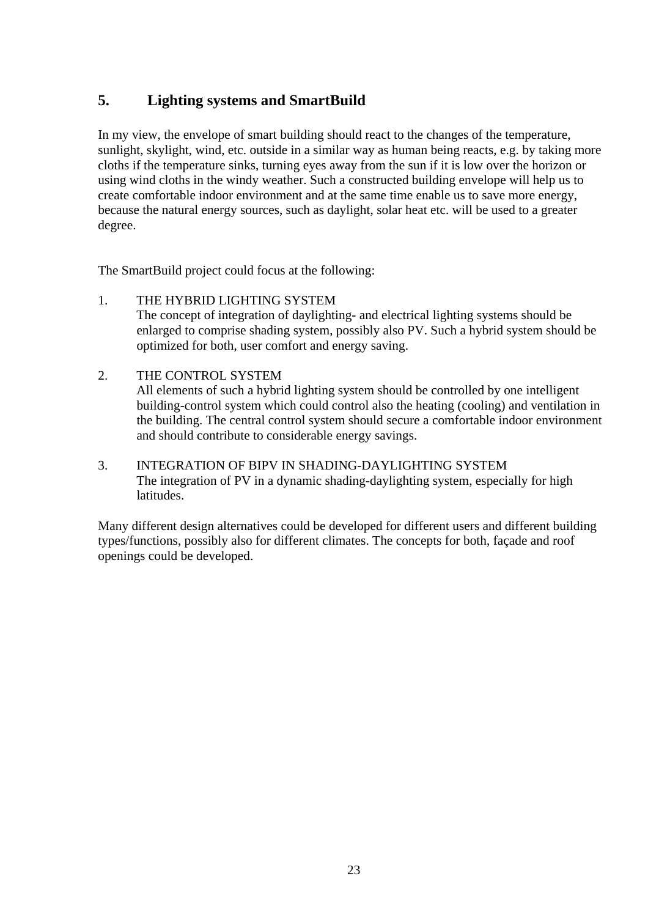## 5. Lighting systems and SmartBuild

In my view, the envelope of smart building should react to the changes of the temperature, sunlight, skylight, wind, etc. outside in a similar way as human being reacts, e.g. by taking more cloths if the temperature sinks, turning eyes away from the sun if it is low over the horizon or using wind cloths in the windy weather. Such a constructed building envelope will help us to create comfortable indoor environment and at the same time enable us to save more energy, because the natural energy sources, such as daylight, solar heat etc. will be used to a greater degree.

The SmartBuild project could focus at the following:

1. THE HYBRID LIGHTING SYSTEM
   The concept of integration of daylighting- and electrical lighting systems should be enlarged to comprise shading system, possibly also PV. Such a hybrid system should be optimized for both, user comfort and energy saving.

2. THE CONTROL SYSTEM
   All elements of such a hybrid lighting system should be controlled by one intelligent building-control system which could control also the heating (cooling) and ventilation in the building. The central control system should secure a comfortable indoor environment and should contribute to considerable energy savings.

3. INTEGRATION OF BIPV IN SHADING-DAYLIGHTING SYSTEM
   The integration of PV in a dynamic shading-daylighting system, especially for high latitudes.

Many different design alternatives could be developed for different users and different building types/functions, possibly also for different climates. The concepts for both, façade and roof openings could be developed.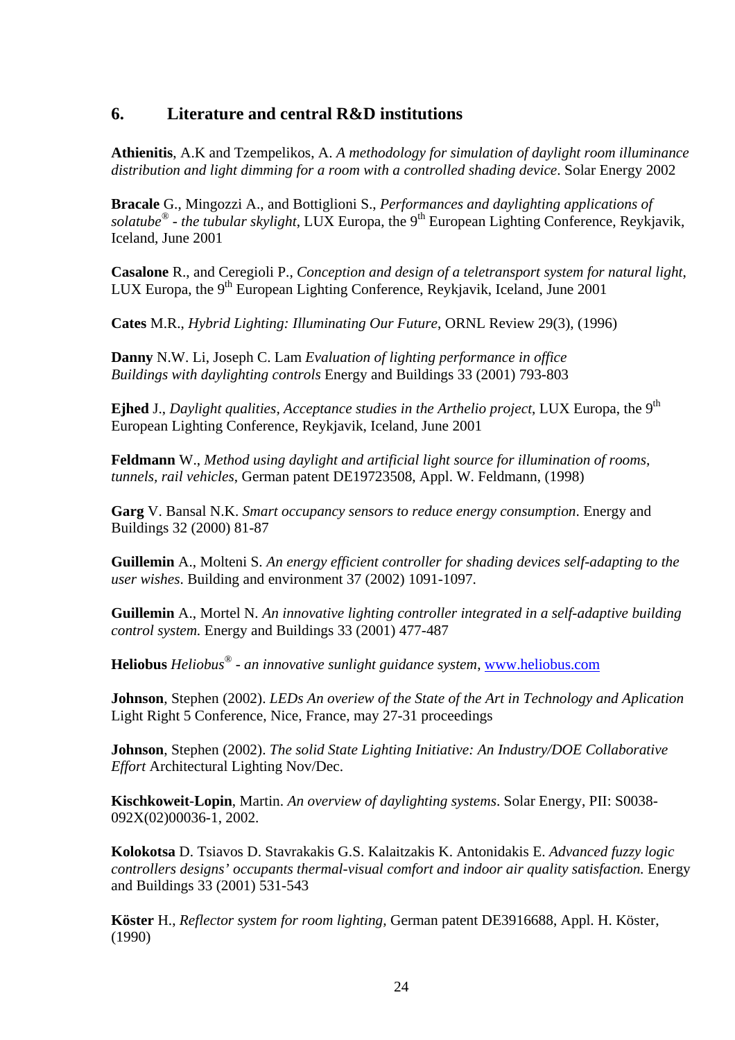## 6. Literature and central R&D institutions

**Athienitis**, A.K and Tzempelikos, A. *A methodology for simulation of daylight room illuminance distribution and light dimming for a room with a controlled shading device*. Solar Energy 2002

**Bracale** G., Mingozzi A., and Bottiglioni S., *Performances and daylighting applications of solatube® - the tubular skylight*, LUX Europa, the 9th European Lighting Conference, Reykjavik, Iceland, June 2001

**Casalone** R., and Ceregioli P., *Conception and design of a teletransport system for natural light*, LUX Europa, the 9th European Lighting Conference, Reykjavik, Iceland, June 2001

**Cates** M.R., *Hybrid Lighting: Illuminating Our Future*, ORNL Review 29(3), (1996)

**Danny** N.W. Li, Joseph C. Lam *Evaluation of lighting performance in office Buildings with daylighting controls* Energy and Buildings 33 (2001) 793-803

**Ejhed** J., *Daylight qualities, Acceptance studies in the Arthelio project*, LUX Europa, the 9th European Lighting Conference, Reykjavik, Iceland, June 2001

**Feldmann** W., *Method using daylight and artificial light source for illumination of rooms, tunnels, rail vehicles*, German patent DE19723508, Appl. W. Feldmann, (1998)

**Garg** V. Bansal N.K. *Smart occupancy sensors to reduce energy consumption*. Energy and Buildings 32 (2000) 81-87

**Guillemin** A., Molteni S. *An energy efficient controller for shading devices self-adapting to the user wishes*. Building and environment 37 (2002) 1091-1097.

**Guillemin** A., Mortel N. *An innovative lighting controller integrated in a self-adaptive building control system.* Energy and Buildings 33 (2001) 477-487

**Heliobus** *Heliobus® - an innovative sunlight guidance system*, www.heliobus.com

**Johnson**, Stephen (2002). *LEDs An overiew of the State of the Art in Technology and Aplication* Light Right 5 Conference, Nice, France, may 27-31 proceedings

**Johnson**, Stephen (2002). *The solid State Lighting Initiative: An Industry/DOE Collaborative Effort* Architectural Lighting Nov/Dec.

**Kischkoweit-Lopin**, Martin. *An overview of daylighting systems*. Solar Energy, PII: S0038-092X(02)00036-1, 2002.

**Kolokotsa** D. Tsiavos D. Stavrakakis G.S. Kalaitzakis K. Antonidakis E. *Advanced fuzzy logic controllers designs' occupants thermal-visual comfort and indoor air quality satisfaction.* Energy and Buildings 33 (2001) 531-543

**Köster** H., *Reflector system for room lighting*, German patent DE3916688, Appl. H. Köster, (1990)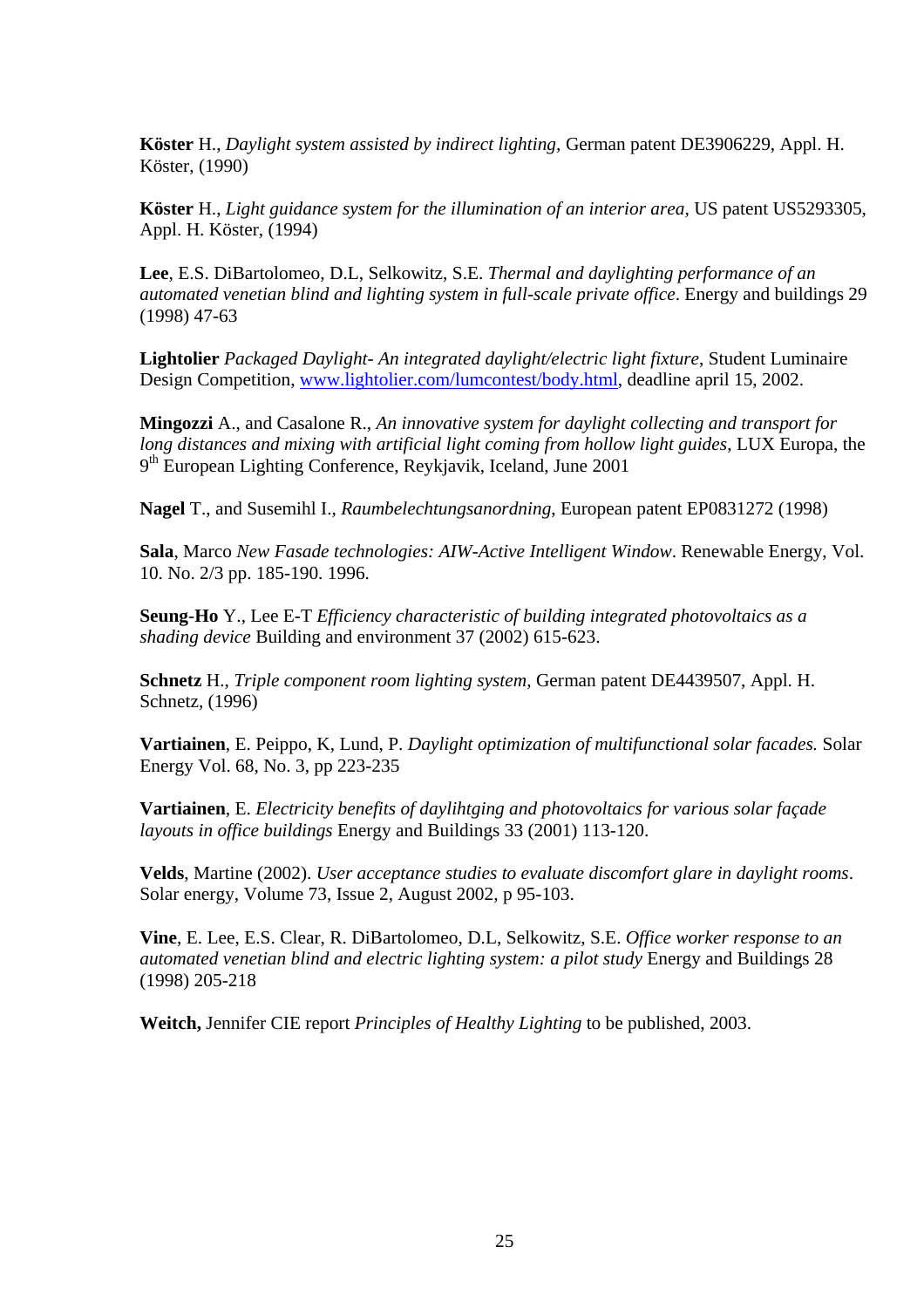**Köster** H., *Daylight system assisted by indirect lighting*, German patent DE3906229, Appl. H. Köster, (1990)

**Köster** H., *Light guidance system for the illumination of an interior area,* US patent US5293305, Appl. H. Köster, (1994)

**Lee**, E.S. DiBartolomeo, D.L, Selkowitz, S.E. *Thermal and daylighting performance of an automated venetian blind and lighting system in full-scale private office*. Energy and buildings 29 (1998) 47-63

**Lightolier** *Packaged Daylight- An integrated daylight/electric light fixture*, Student Luminaire Design Competition, www.lightolier.com/lumcontest/body.html, deadline april 15, 2002.

**Mingozzi** A., and Casalone R., *An innovative system for daylight collecting and transport for long distances and mixing with artificial light coming from hollow light guides*, LUX Europa, the 9th European Lighting Conference, Reykjavik, Iceland, June 2001

**Nagel** T., and Susemihl I., *Raumbelechtungsanordning*, European patent EP0831272 (1998)

**Sala**, Marco *New Fasade technologies: AIW-Active Intelligent Window*. Renewable Energy, Vol. 10. No. 2/3 pp. 185-190. 1996.

**Seung-Ho** Y., Lee E-T *Efficiency characteristic of building integrated photovoltaics as a shading device* Building and environment 37 (2002) 615-623.

**Schnetz** H., *Triple component room lighting system,* German patent DE4439507, Appl. H. Schnetz, (1996)

**Vartiainen**, E. Peippo, K, Lund, P. *Daylight optimization of multifunctional solar facades.* Solar Energy Vol. 68, No. 3, pp 223-235

**Vartiainen**, E. *Electricity benefits of daylihtging and photovoltaics for various solar façade layouts in office buildings* Energy and Buildings 33 (2001) 113-120.

**Velds**, Martine (2002). *User acceptance studies to evaluate discomfort glare in daylight rooms*. Solar energy, Volume 73, Issue 2, August 2002, p 95-103.

**Vine**, E. Lee, E.S. Clear, R. DiBartolomeo, D.L, Selkowitz, S.E. *Office worker response to an automated venetian blind and electric lighting system: a pilot study* Energy and Buildings 28 (1998) 205-218

**Weitch,** Jennifer CIE report *Principles of Healthy Lighting* to be published, 2003.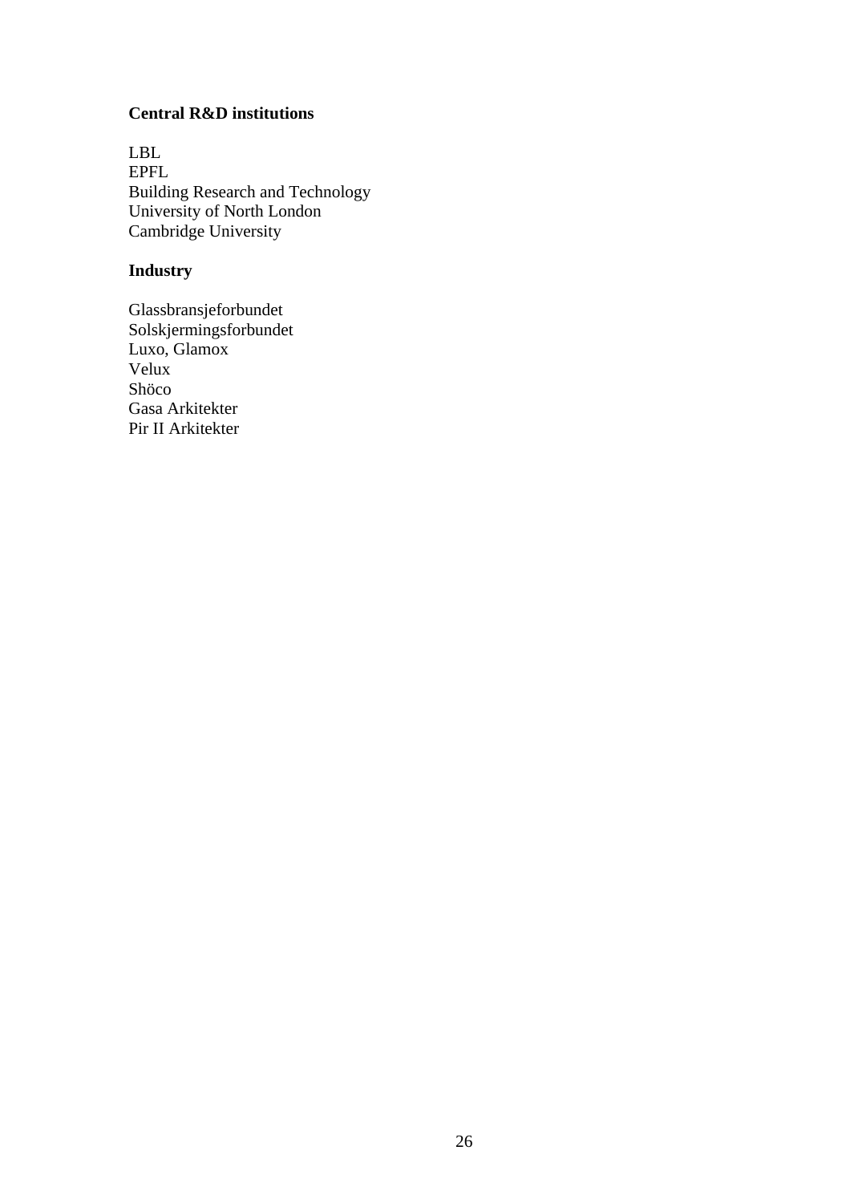**Central R&D institutions**

LBL
EPFL
Building Research and Technology
University of North London
Cambridge University

**Industry**

Glassbransjeforbundet
Solskjermingsforbundet
Luxo, Glamox
Velux
Shöco
Gasa Arkitekter
Pir II Arkitekter